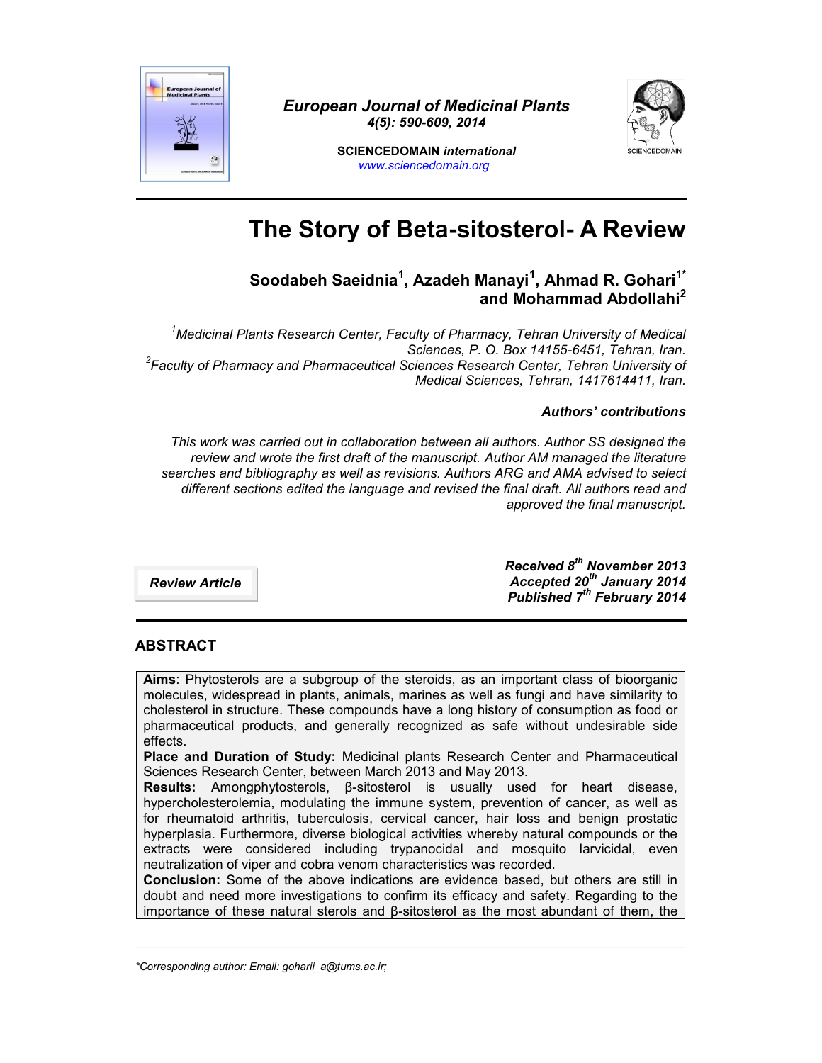European Journal of Medicinal Plants
4(5): 590-609, 2014

SCIENCEDOMAIN *international*
www.sciencedomain.org

# The Story of Beta-sitosterol- A Review

**Soodabeh Saeidnia[1], Azadeh Manayi[1], Ahmad R. Gohari[1*] and Mohammad Abdollahi[2]**

*[1]Medicinal Plants Research Center, Faculty of Pharmacy, Tehran University of Medical Sciences, P. O. Box 14155-6451, Tehran, Iran.*
*[2]Faculty of Pharmacy and Pharmaceutical Sciences Research Center, Tehran University of Medical Sciences, Tehran, 1417614411, Iran.*

***Authors' contributions***

*This work was carried out in collaboration between all authors. Author SS designed the review and wrote the first draft of the manuscript. Author AM managed the literature searches and bibliography as well as revisions. Authors ARG and AMA advised to select different sections edited the language and revised the final draft. All authors read and approved the final manuscript.*

***Review Article***

***Received 8th November 2013***
***Accepted 20th January 2014***
***Published 7th February 2014***

## ABSTRACT

**Aims**: Phytosterols are a subgroup of the steroids, as an important class of bioorganic molecules, widespread in plants, animals, marines as well as fungi and have similarity to cholesterol in structure. These compounds have a long history of consumption as food or pharmaceutical products, and generally recognized as safe without undesirable side effects.

**Place and Duration of Study:** Medicinal plants Research Center and Pharmaceutical Sciences Research Center, between March 2013 and May 2013.

**Results:** Amongphytosterols, β-sitosterol is usually used for heart disease, hypercholesterolemia, modulating the immune system, prevention of cancer, as well as for rheumatoid arthritis, tuberculosis, cervical cancer, hair loss and benign prostatic hyperplasia. Furthermore, diverse biological activities whereby natural compounds or the extracts were considered including trypanocidal and mosquito larvicidal, even neutralization of viper and cobra venom characteristics was recorded.

**Conclusion:** Some of the above indications are evidence based, but others are still in doubt and need more investigations to confirm its efficacy and safety. Regarding to the importance of these natural sterols and β-sitosterol as the most abundant of them, the

*\*Corresponding author: Email: goharii_a@tums.ac.ir;*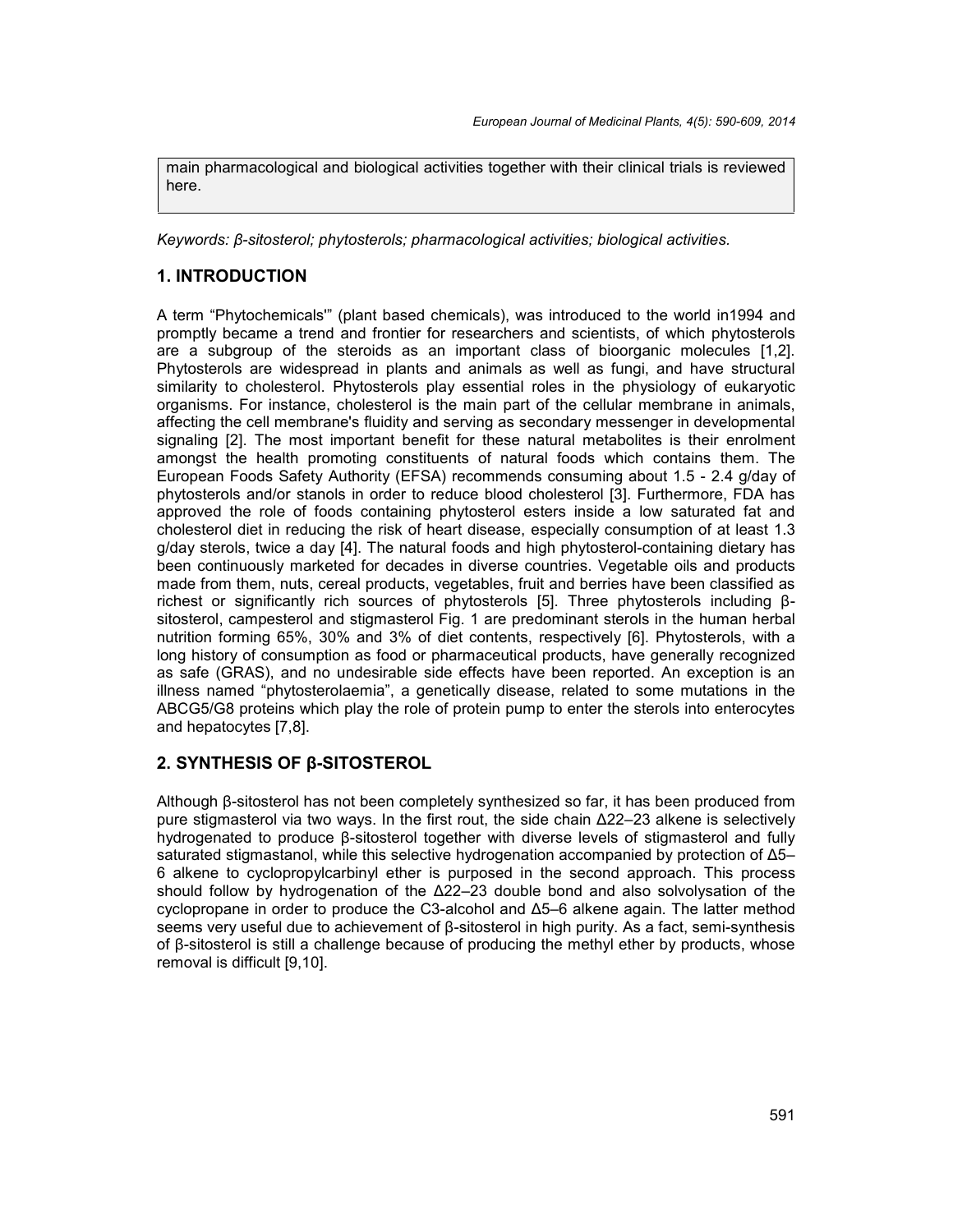main pharmacological and biological activities together with their clinical trials is reviewed here.

*Keywords: β-sitosterol; phytosterols; pharmacological activities; biological activities.*

## 1. INTRODUCTION

A term "Phytochemicals'" (plant based chemicals), was introduced to the world in1994 and promptly became a trend and frontier for researchers and scientists, of which phytosterols are a subgroup of the steroids as an important class of bioorganic molecules [1,2]. Phytosterols are widespread in plants and animals as well as fungi, and have structural similarity to cholesterol. Phytosterols play essential roles in the physiology of eukaryotic organisms. For instance, cholesterol is the main part of the cellular membrane in animals, affecting the cell membrane's fluidity and serving as secondary messenger in developmental signaling [2]. The most important benefit for these natural metabolites is their enrolment amongst the health promoting constituents of natural foods which contains them. The European Foods Safety Authority (EFSA) recommends consuming about 1.5 - 2.4 g/day of phytosterols and/or stanols in order to reduce blood cholesterol [3]. Furthermore, FDA has approved the role of foods containing phytosterol esters inside a low saturated fat and cholesterol diet in reducing the risk of heart disease, especially consumption of at least 1.3 g/day sterols, twice a day [4]. The natural foods and high phytosterol-containing dietary has been continuously marketed for decades in diverse countries. Vegetable oils and products made from them, nuts, cereal products, vegetables, fruit and berries have been classified as richest or significantly rich sources of phytosterols [5]. Three phytosterols including β-sitosterol, campesterol and stigmasterol Fig. 1 are predominant sterols in the human herbal nutrition forming 65%, 30% and 3% of diet contents, respectively [6]. Phytosterols, with a long history of consumption as food or pharmaceutical products, have generally recognized as safe (GRAS), and no undesirable side effects have been reported. An exception is an illness named "phytosterolaemia", a genetically disease, related to some mutations in the ABCG5/G8 proteins which play the role of protein pump to enter the sterols into enterocytes and hepatocytes [7,8].

## 2. SYNTHESIS OF β-SITOSTEROL

Although β-sitosterol has not been completely synthesized so far, it has been produced from pure stigmasterol via two ways. In the first rout, the side chain Δ22–23 alkene is selectively hydrogenated to produce β-sitosterol together with diverse levels of stigmasterol and fully saturated stigmastanol, while this selective hydrogenation accompanied by protection of Δ5–6 alkene to cyclopropylcarbinyl ether is purposed in the second approach. This process should follow by hydrogenation of the Δ22–23 double bond and also solvolysation of the cyclopropane in order to produce the C3-alcohol and Δ5–6 alkene again. The latter method seems very useful due to achievement of β-sitosterol in high purity. As a fact, semi-synthesis of β-sitosterol is still a challenge because of producing the methyl ether by products, whose removal is difficult [9,10].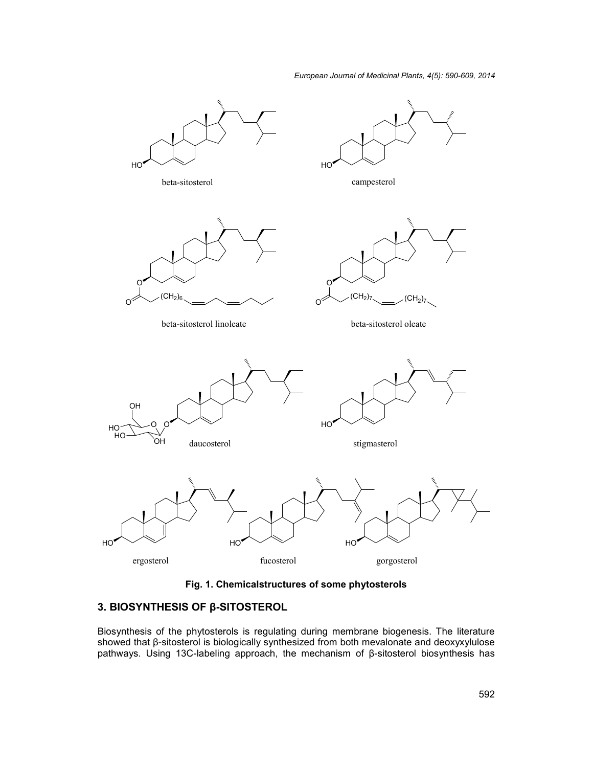beta-sitosterol

campesterol

beta-sitosterol linoleate

beta-sitosterol oleate

daucosterol

stigmasterol

ergosterol

fucosterol

gorgosterol

**Fig. 1. Chemicalstructures of some phytosterols**

## 3. BIOSYNTHESIS OF β-SITOSTEROL

Biosynthesis of the phytosterols is regulating during membrane biogenesis. The literature showed that β-sitosterol is biologically synthesized from both mevalonate and deoxyxylulose pathways. Using 13C-labeling approach, the mechanism of β-sitosterol biosynthesis has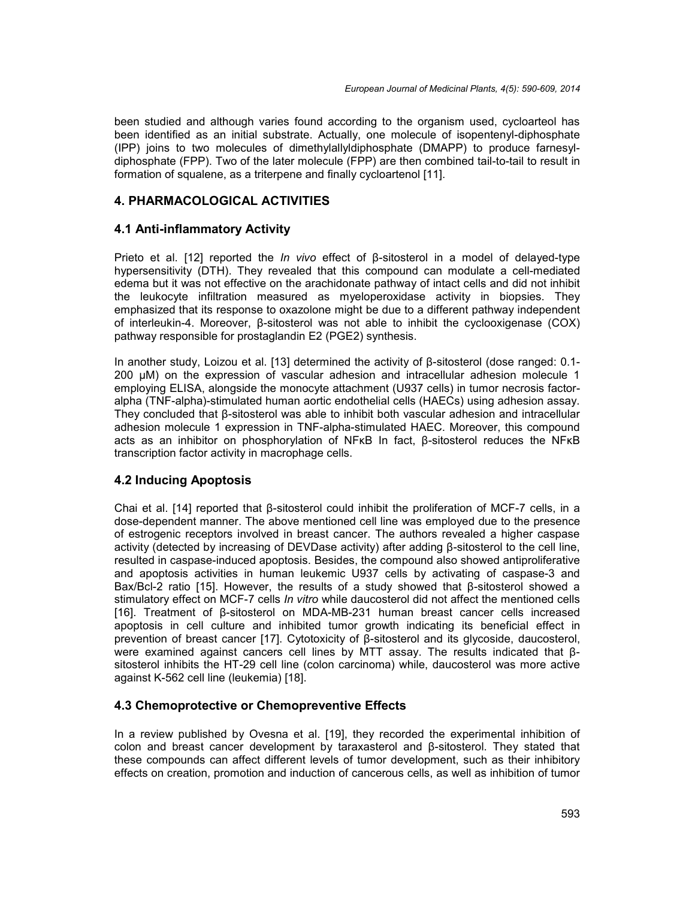been studied and although varies found according to the organism used, cycloarteol has been identified as an initial substrate. Actually, one molecule of isopentenyl-diphosphate (IPP) joins to two molecules of dimethylallyldiphosphate (DMAPP) to produce farnesyl-diphosphate (FPP). Two of the later molecule (FPP) are then combined tail-to-tail to result in formation of squalene, as a triterpene and finally cycloartenol [11].

## 4. PHARMACOLOGICAL ACTIVITIES

### 4.1 Anti-inflammatory Activity

Prieto et al. [12] reported the *In vivo* effect of β-sitosterol in a model of delayed-type hypersensitivity (DTH). They revealed that this compound can modulate a cell-mediated edema but it was not effective on the arachidonate pathway of intact cells and did not inhibit the leukocyte infiltration measured as myeloperoxidase activity in biopsies. They emphasized that its response to oxazolone might be due to a different pathway independent of interleukin-4. Moreover, β-sitosterol was not able to inhibit the cyclooxigenase (COX) pathway responsible for prostaglandin E2 (PGE2) synthesis.

In another study, Loizou et al. [13] determined the activity of β-sitosterol (dose ranged: 0.1-200 µM) on the expression of vascular adhesion and intracellular adhesion molecule 1 employing ELISA, alongside the monocyte attachment (U937 cells) in tumor necrosis factor-alpha (TNF-alpha)-stimulated human aortic endothelial cells (HAECs) using adhesion assay. They concluded that β-sitosterol was able to inhibit both vascular adhesion and intracellular adhesion molecule 1 expression in TNF-alpha-stimulated HAEC. Moreover, this compound acts as an inhibitor on phosphorylation of NFκB In fact, β-sitosterol reduces the NFκB transcription factor activity in macrophage cells.

### 4.2 Inducing Apoptosis

Chai et al. [14] reported that β-sitosterol could inhibit the proliferation of MCF-7 cells, in a dose-dependent manner. The above mentioned cell line was employed due to the presence of estrogenic receptors involved in breast cancer. The authors revealed a higher caspase activity (detected by increasing of DEVDase activity) after adding β-sitosterol to the cell line, resulted in caspase-induced apoptosis. Besides, the compound also showed antiproliferative and apoptosis activities in human leukemic U937 cells by activating of caspase-3 and Bax/Bcl-2 ratio [15]. However, the results of a study showed that β-sitosterol showed a stimulatory effect on MCF-7 cells *In vitro* while daucosterol did not affect the mentioned cells [16]. Treatment of β-sitosterol on MDA-MB-231 human breast cancer cells increased apoptosis in cell culture and inhibited tumor growth indicating its beneficial effect in prevention of breast cancer [17]. Cytotoxicity of β-sitosterol and its glycoside, daucosterol, were examined against cancers cell lines by MTT assay. The results indicated that β-sitosterol inhibits the HT-29 cell line (colon carcinoma) while, daucosterol was more active against K-562 cell line (leukemia) [18].

### 4.3 Chemoprotective or Chemopreventive Effects

In a review published by Ovesna et al. [19], they recorded the experimental inhibition of colon and breast cancer development by taraxasterol and β-sitosterol. They stated that these compounds can affect different levels of tumor development, such as their inhibitory effects on creation, promotion and induction of cancerous cells, as well as inhibition of tumor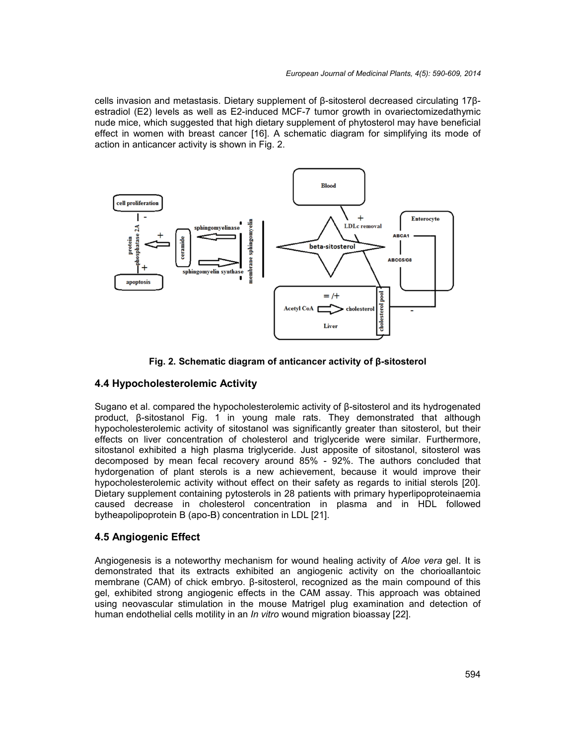cells invasion and metastasis. Dietary supplement of β-sitosterol decreased circulating 17β-estradiol (E2) levels as well as E2-induced MCF-7 tumor growth in ovariectomizedathymic nude mice, which suggested that high dietary supplement of phytosterol may have beneficial effect in women with breast cancer [16]. A schematic diagram for simplifying its mode of action in anticancer activity is shown in Fig. 2.

**Fig. 2. Schematic diagram of anticancer activity of β-sitosterol**

## 4.4 Hypocholesterolemic Activity

Sugano et al. compared the hypocholesterolemic activity of β-sitosterol and its hydrogenated product, β-sitostanol Fig. 1 in young male rats. They demonstrated that although hypocholesterolemic activity of sitostanol was significantly greater than sitosterol, but their effects on liver concentration of cholesterol and triglyceride were similar. Furthermore, sitostanol exhibited a high plasma triglyceride. Just apposite of sitostanol, sitosterol was decomposed by mean fecal recovery around 85% - 92%. The authors concluded that hydorgenation of plant sterols is a new achievement, because it would improve their hypocholesterolemic activity without effect on their safety as regards to initial sterols [20]. Dietary supplement containing pytosterols in 28 patients with primary hyperlipoproteinaemia caused decrease in cholesterol concentration in plasma and in HDL followed bytheapolipoprotein B (apo-B) concentration in LDL [21].

## 4.5 Angiogenic Effect

Angiogenesis is a noteworthy mechanism for wound healing activity of *Aloe vera* gel. It is demonstrated that its extracts exhibited an angiogenic activity on the chorioallantoic membrane (CAM) of chick embryo. β-sitosterol, recognized as the main compound of this gel, exhibited strong angiogenic effects in the CAM assay. This approach was obtained using neovascular stimulation in the mouse Matrigel plug examination and detection of human endothelial cells motility in an *In vitro* wound migration bioassay [22].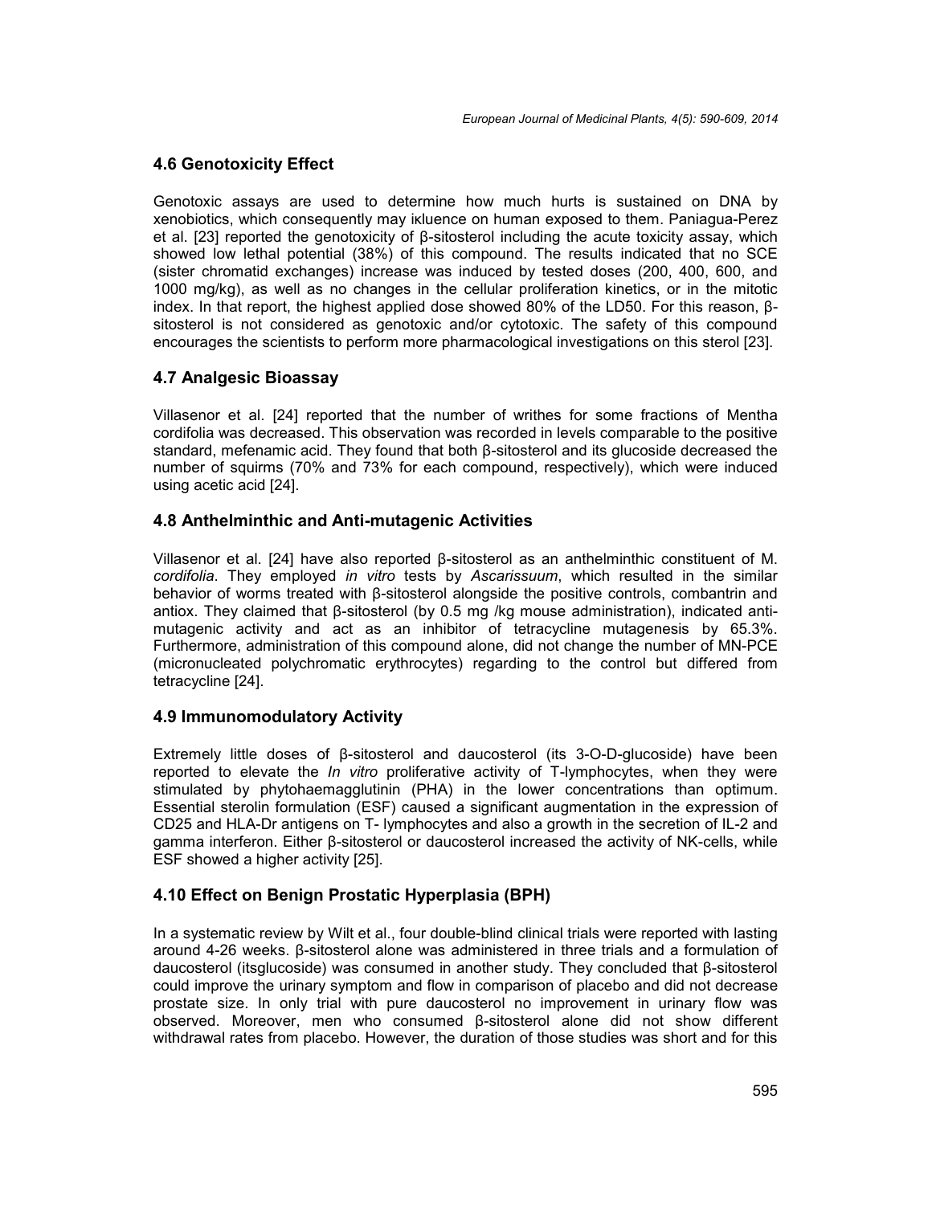## 4.6 Genotoxicity Effect

Genotoxic assays are used to determine how much hurts is sustained on DNA by xenobiotics, which consequently may ınfluence on human exposed to them. Paniagua-Perez et al. [23] reported the genotoxicity of β-sitosterol including the acute toxicity assay, which showed low lethal potential (38%) of this compound. The results indicated that no SCE (sister chromatid exchanges) increase was induced by tested doses (200, 400, 600, and 1000 mg/kg), as well as no changes in the cellular proliferation kinetics, or in the mitotic index. In that report, the highest applied dose showed 80% of the LD50. For this reason, β-sitosterol is not considered as genotoxic and/or cytotoxic. The safety of this compound encourages the scientists to perform more pharmacological investigations on this sterol [23].

## 4.7 Analgesic Bioassay

Villasenor et al. [24] reported that the number of writhes for some fractions of Mentha cordifolia was decreased. This observation was recorded in levels comparable to the positive standard, mefenamic acid. They found that both β-sitosterol and its glucoside decreased the number of squirms (70% and 73% for each compound, respectively), which were induced using acetic acid [24].

## 4.8 Anthelminthic and Anti-mutagenic Activities

Villasenor et al. [24] have also reported β-sitosterol as an anthelminthic constituent of M. *cordifolia*. They employed *in vitro* tests by *Ascarissuum*, which resulted in the similar behavior of worms treated with β-sitosterol alongside the positive controls, combantrin and antiox. They claimed that β-sitosterol (by 0.5 mg /kg mouse administration), indicated anti-mutagenic activity and act as an inhibitor of tetracycline mutagenesis by 65.3%. Furthermore, administration of this compound alone, did not change the number of MN-PCE (micronucleated polychromatic erythrocytes) regarding to the control but differed from tetracycline [24].

## 4.9 Immunomodulatory Activity

Extremely little doses of β-sitosterol and daucosterol (its 3-O-D-glucoside) have been reported to elevate the *In vitro* proliferative activity of T-lymphocytes, when they were stimulated by phytohaemagglutinin (PHA) in the lower concentrations than optimum. Essential sterolin formulation (ESF) caused a significant augmentation in the expression of CD25 and HLA-Dr antigens on T- lymphocytes and also a growth in the secretion of IL-2 and gamma interferon. Either β-sitosterol or daucosterol increased the activity of NK-cells, while ESF showed a higher activity [25].

## 4.10 Effect on Benign Prostatic Hyperplasia (BPH)

In a systematic review by Wilt et al., four double-blind clinical trials were reported with lasting around 4-26 weeks. β-sitosterol alone was administered in three trials and a formulation of daucosterol (itsglucoside) was consumed in another study. They concluded that β-sitosterol could improve the urinary symptom and flow in comparison of placebo and did not decrease prostate size. In only trial with pure daucosterol no improvement in urinary flow was observed. Moreover, men who consumed β-sitosterol alone did not show different withdrawal rates from placebo. However, the duration of those studies was short and for this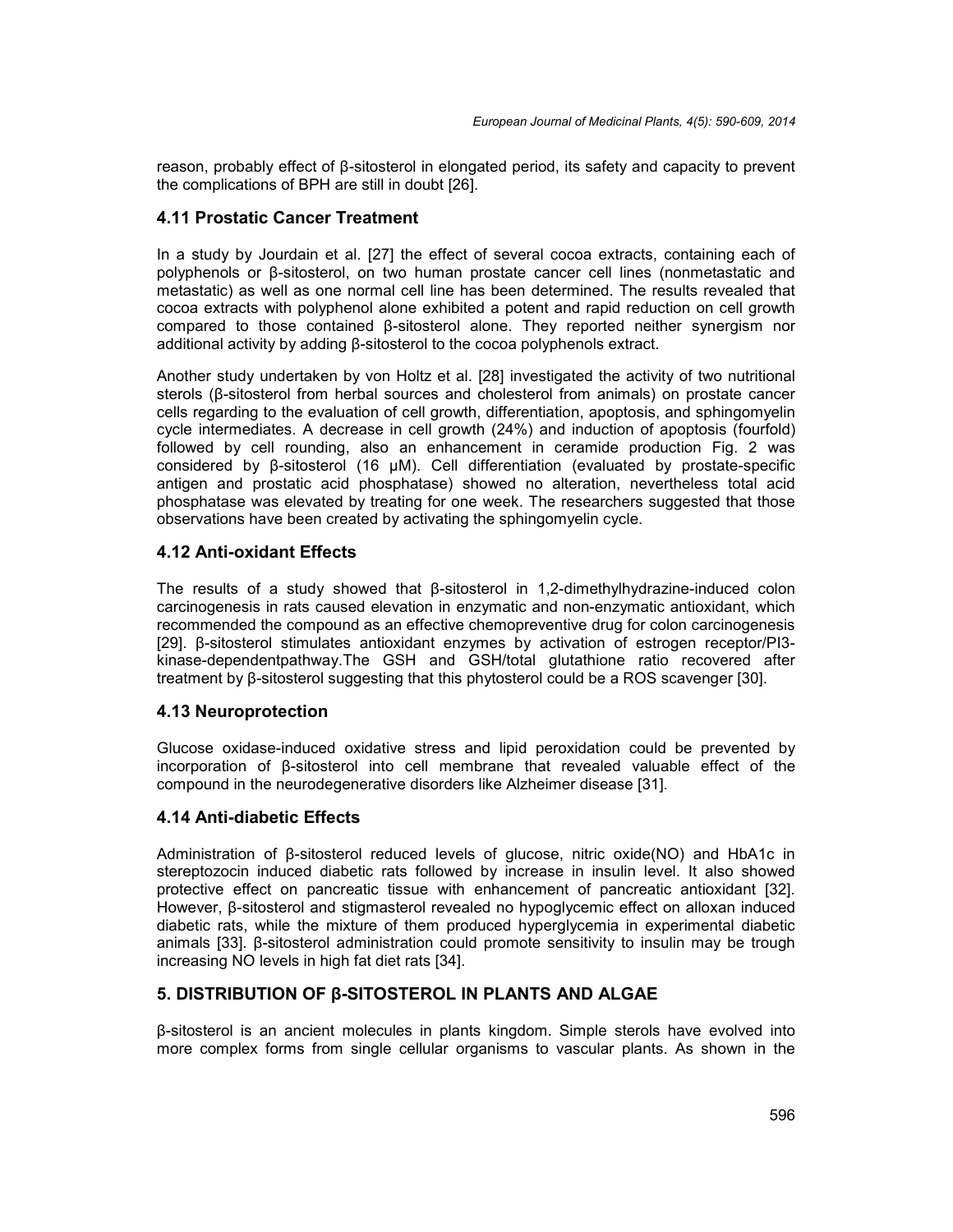reason, probably effect of β-sitosterol in elongated period, its safety and capacity to prevent the complications of BPH are still in doubt [26].

### 4.11 Prostatic Cancer Treatment

In a study by Jourdain et al. [27] the effect of several cocoa extracts, containing each of polyphenols or β-sitosterol, on two human prostate cancer cell lines (nonmetastatic and metastatic) as well as one normal cell line has been determined. The results revealed that cocoa extracts with polyphenol alone exhibited a potent and rapid reduction on cell growth compared to those contained β-sitosterol alone. They reported neither synergism nor additional activity by adding β-sitosterol to the cocoa polyphenols extract.

Another study undertaken by von Holtz et al. [28] investigated the activity of two nutritional sterols (β-sitosterol from herbal sources and cholesterol from animals) on prostate cancer cells regarding to the evaluation of cell growth, differentiation, apoptosis, and sphingomyelin cycle intermediates. A decrease in cell growth (24%) and induction of apoptosis (fourfold) followed by cell rounding, also an enhancement in ceramide production Fig. 2 was considered by β-sitosterol (16 μM). Cell differentiation (evaluated by prostate-specific antigen and prostatic acid phosphatase) showed no alteration, nevertheless total acid phosphatase was elevated by treating for one week. The researchers suggested that those observations have been created by activating the sphingomyelin cycle.

### 4.12 Anti-oxidant Effects

The results of a study showed that β-sitosterol in 1,2-dimethylhydrazine-induced colon carcinogenesis in rats caused elevation in enzymatic and non-enzymatic antioxidant, which recommended the compound as an effective chemopreventive drug for colon carcinogenesis [29]. β-sitosterol stimulates antioxidant enzymes by activation of estrogen receptor/PI3-kinase-dependentpathway.The GSH and GSH/total glutathione ratio recovered after treatment by β-sitosterol suggesting that this phytosterol could be a ROS scavenger [30].

### 4.13 Neuroprotection

Glucose oxidase-induced oxidative stress and lipid peroxidation could be prevented by incorporation of β-sitosterol into cell membrane that revealed valuable effect of the compound in the neurodegenerative disorders like Alzheimer disease [31].

### 4.14 Anti-diabetic Effects

Administration of β-sitosterol reduced levels of glucose, nitric oxide(NO) and HbA1c in stereptozocin induced diabetic rats followed by increase in insulin level. It also showed protective effect on pancreatic tissue with enhancement of pancreatic antioxidant [32]. However, β-sitosterol and stigmasterol revealed no hypoglycemic effect on alloxan induced diabetic rats, while the mixture of them produced hyperglycemia in experimental diabetic animals [33]. β-sitosterol administration could promote sensitivity to insulin may be trough increasing NO levels in high fat diet rats [34].

## 5. DISTRIBUTION OF β-SITOSTEROL IN PLANTS AND ALGAE

β-sitosterol is an ancient molecules in plants kingdom. Simple sterols have evolved into more complex forms from single cellular organisms to vascular plants. As shown in the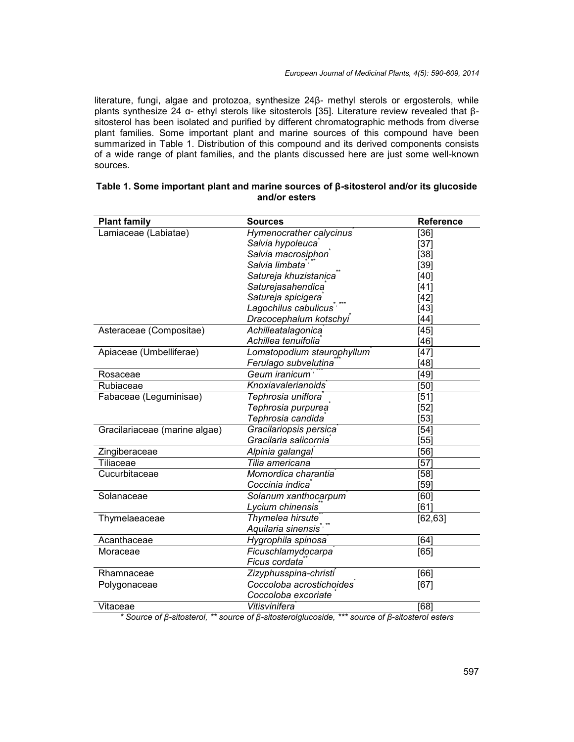literature, fungi, algae and protozoa, synthesize 24β- methyl sterols or ergosterols, while plants synthesize 24 α- ethyl sterols like sitosterols [35]. Literature review revealed that β-sitosterol has been isolated and purified by different chromatographic methods from diverse plant families. Some important plant and marine sources of this compound have been summarized in Table 1. Distribution of this compound and its derived components consists of a wide range of plant families, and the plants discussed here are just some well-known sources.

**Table 1. Some important plant and marine sources of β-sitosterol and/or its glucoside and/or esters**

| Plant family | Sources | Reference |
|---|---|---|
| Lamiaceae (Labiatae) | *Hymenocrather calycinus*\* | [36] |
| | *Salvia hypoleuca*\* | [37] |
| | *Salvia macrosiphon*\* | [38] |
| | *Salvia limbata*\*, \*\* | [39] |
| | *Satureja khuzistanica*\*\* | [40] |
| | *Saturejasahendica*\* | [41] |
| | *Satureja spicigera*\* | [42] |
| | *Lagochilus cabulicus*\*, \*\*\* | [43] |
| | *Dracocephalum kotschyi*\* | [44] |
| Asteraceae (Compositae) | *Achilleatalagonica*\* | [45] |
| | *Achillea tenuifolia*\* | [46] |
| Apiaceae (Umbelliferae) | *Lomatopodium staurophyllum*\* | [47] |
| | *Ferulago subvelutina*\*\*\* | [48] |
| Rosaceae | *Geum iranicum*\*, \*\*\* | [49] |
| Rubiaceae | *Knoxiavalerianoids*\* | [50] |
| Fabaceae (Leguminisae) | *Tephrosia uniflora*\* | [51] |
| | *Tephrosia purpurea*\* | [52] |
| | *Tephrosia candida*\* | [53] |
| Gracilariaceae (marine algae) | *Gracilariopsis persica*\* | [54] |
| | *Gracilaria salicornia*\* | [55] |
| Zingiberaceae | *Alpinia galangal*\* | [56] |
| Tiliaceae | *Tilia americana*\* | [57] |
| Cucurbitaceae | *Momordica charantia*\* | [58] |
| | *Coccinia indica*\* | [59] |
| Solanaceae | *Solanum xanthocarpum*\* | [60] |
| | *Lycium chinensis*\*\* | [61] |
| Thymelaeaceae | *Thymelea hirsute*\*\* | [62,63] |
| | *Aquilaria sinensis*\*, \*\* | |
| Acanthaceae | *Hygrophila spinosa*\* | [64] |
| Moraceae | *Ficuschlamydocarpa*\* | [65] |
| | *Ficus cordata*\*\* | |
| Rhamnaceae | *Zizyphusspina-christi*\* | [66] |
| Polygonaceae | *Coccoloba acrostichoides*\* | [67] |
| | *Coccoloba excoriate*\* | |
| Vitaceae | *Vitisvinifera*\* | [68] |

*\* Source of β-sitosterol, \*\* source of β-sitosterolglucoside, \*\*\* source of β-sitosterol esters*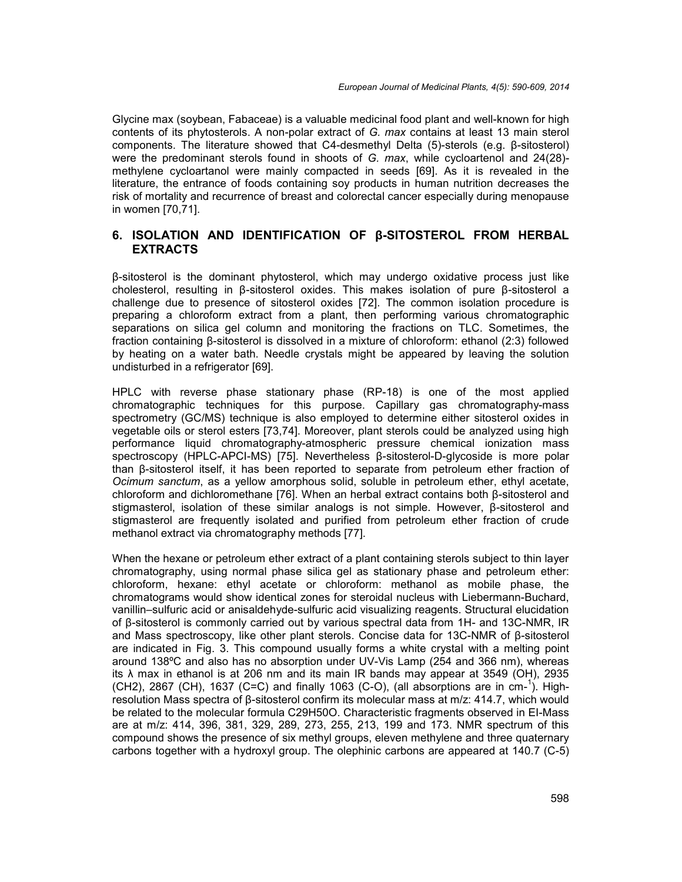Glycine max (soybean, Fabaceae) is a valuable medicinal food plant and well-known for high contents of its phytosterols. A non-polar extract of *G. max* contains at least 13 main sterol components. The literature showed that C4-desmethyl Delta (5)-sterols (e.g. β-sitosterol) were the predominant sterols found in shoots of *G. max*, while cycloartenol and 24(28)-methylene cycloartanol were mainly compacted in seeds [69]. As it is revealed in the literature, the entrance of foods containing soy products in human nutrition decreases the risk of mortality and recurrence of breast and colorectal cancer especially during menopause in women [70,71].

## 6. ISOLATION AND IDENTIFICATION OF β-SITOSTEROL FROM HERBAL EXTRACTS

β-sitosterol is the dominant phytosterol, which may undergo oxidative process just like cholesterol, resulting in β-sitosterol oxides. This makes isolation of pure β-sitosterol a challenge due to presence of sitosterol oxides [72]. The common isolation procedure is preparing a chloroform extract from a plant, then performing various chromatographic separations on silica gel column and monitoring the fractions on TLC. Sometimes, the fraction containing β-sitosterol is dissolved in a mixture of chloroform: ethanol (2:3) followed by heating on a water bath. Needle crystals might be appeared by leaving the solution undisturbed in a refrigerator [69].

HPLC with reverse phase stationary phase (RP-18) is one of the most applied chromatographic techniques for this purpose. Capillary gas chromatography-mass spectrometry (GC/MS) technique is also employed to determine either sitosterol oxides in vegetable oils or sterol esters [73,74]. Moreover, plant sterols could be analyzed using high performance liquid chromatography-atmospheric pressure chemical ionization mass spectroscopy (HPLC-APCI-MS) [75]. Nevertheless β-sitosterol-D-glycoside is more polar than β-sitosterol itself, it has been reported to separate from petroleum ether fraction of *Ocimum sanctum*, as a yellow amorphous solid, soluble in petroleum ether, ethyl acetate, chloroform and dichloromethane [76]. When an herbal extract contains both β-sitosterol and stigmasterol, isolation of these similar analogs is not simple. However, β-sitosterol and stigmasterol are frequently isolated and purified from petroleum ether fraction of crude methanol extract via chromatography methods [77].

When the hexane or petroleum ether extract of a plant containing sterols subject to thin layer chromatography, using normal phase silica gel as stationary phase and petroleum ether: chloroform, hexane: ethyl acetate or chloroform: methanol as mobile phase, the chromatograms would show identical zones for steroidal nucleus with Liebermann-Buchard, vanillin–sulfuric acid or anisaldehyde-sulfuric acid visualizing reagents. Structural elucidation of β-sitosterol is commonly carried out by various spectral data from 1H- and 13C-NMR, IR and Mass spectroscopy, like other plant sterols. Concise data for 13C-NMR of β-sitosterol are indicated in Fig. 3. This compound usually forms a white crystal with a melting point around 138ºC and also has no absorption under UV-Vis Lamp (254 and 366 nm), whereas its λ max in ethanol is at 206 nm and its main IR bands may appear at 3549 (OH), 2935 (CH2), 2867 (CH), 1637 (C=C) and finally 1063 (C-O), (all absorptions are in $cm^{-1}$). High-resolution Mass spectra of β-sitosterol confirm its molecular mass at m/z: 414.7, which would be related to the molecular formula $C_{29}H_{50}O$. Characteristic fragments observed in EI-Mass are at m/z: 414, 396, 381, 329, 289, 273, 255, 213, 199 and 173. NMR spectrum of this compound shows the presence of six methyl groups, eleven methylene and three quaternary carbons together with a hydroxyl group. The olephinic carbons are appeared at 140.7 (C-5)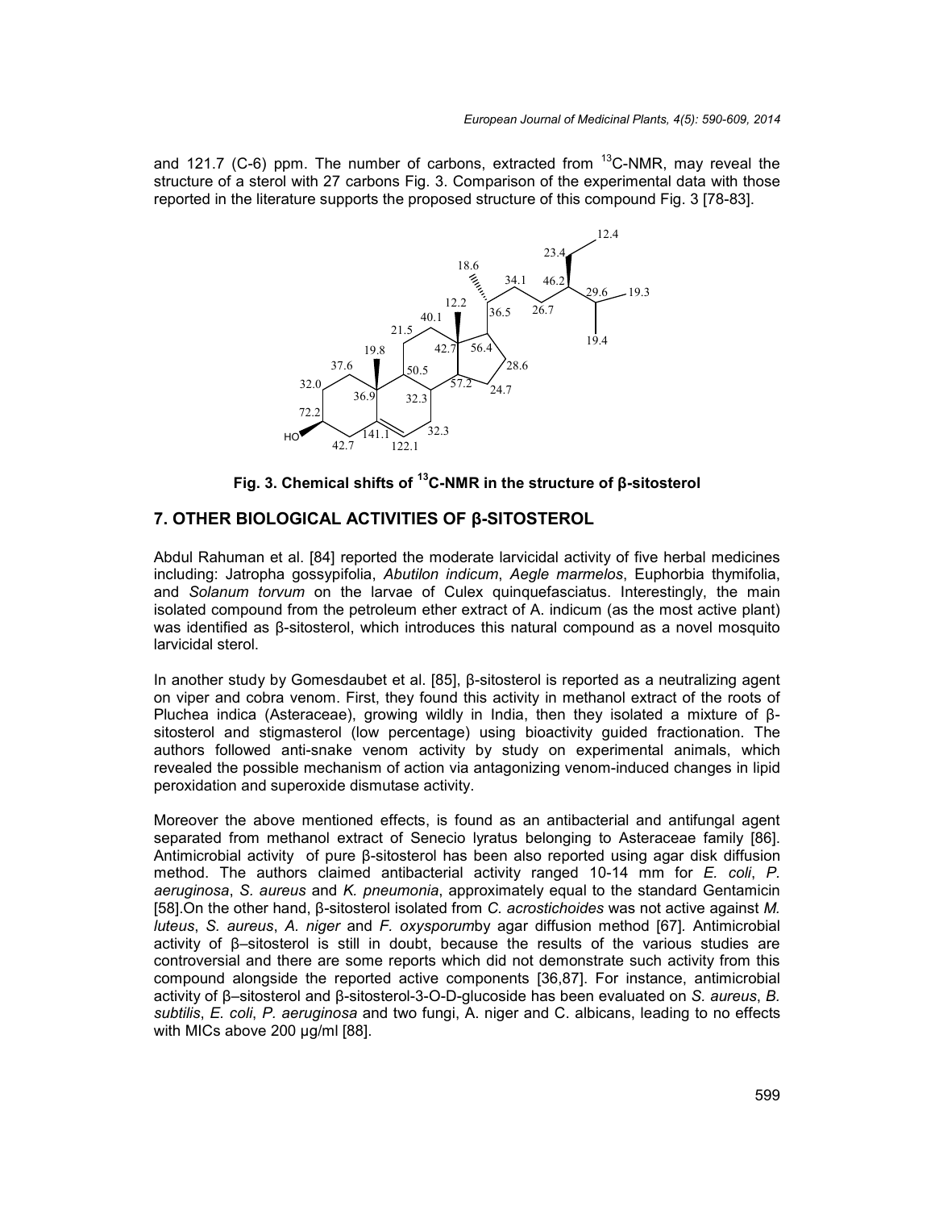and 121.7 (C-6) ppm. The number of carbons, extracted from $^{13}$C-NMR, may reveal the structure of a sterol with 27 carbons Fig. 3. Comparison of the experimental data with those reported in the literature supports the proposed structure of this compound Fig. 3 [78-83].

**Fig. 3. Chemical shifts of $^{13}$C-NMR in the structure of β-sitosterol**

## 7. OTHER BIOLOGICAL ACTIVITIES OF β-SITOSTEROL

Abdul Rahuman et al. [84] reported the moderate larvicidal activity of five herbal medicines including: Jatropha gossypifolia, *Abutilon indicum*, *Aegle marmelos*, Euphorbia thymifolia, and *Solanum torvum* on the larvae of Culex quinquefasciatus. Interestingly, the main isolated compound from the petroleum ether extract of A. indicum (as the most active plant) was identified as β-sitosterol, which introduces this natural compound as a novel mosquito larvicidal sterol.

In another study by Gomesdaubet et al. [85], β-sitosterol is reported as a neutralizing agent on viper and cobra venom. First, they found this activity in methanol extract of the roots of Pluchea indica (Asteraceae), growing wildly in India, then they isolated a mixture of β-sitosterol and stigmasterol (low percentage) using bioactivity guided fractionation. The authors followed anti-snake venom activity by study on experimental animals, which revealed the possible mechanism of action via antagonizing venom-induced changes in lipid peroxidation and superoxide dismutase activity.

Moreover the above mentioned effects, is found as an antibacterial and antifungal agent separated from methanol extract of Senecio lyratus belonging to Asteraceae family [86]. Antimicrobial activity of pure β-sitosterol has been also reported using agar disk diffusion method. The authors claimed antibacterial activity ranged 10-14 mm for *E. coli*, *P. aeruginosa*, *S. aureus* and *K. pneumonia*, approximately equal to the standard Gentamicin [58].On the other hand, β-sitosterol isolated from *C. acrostichoides* was not active against *M. luteus*, *S. aureus*, *A. niger* and *F. oxysporum*by agar diffusion method [67]. Antimicrobial activity of β–sitosterol is still in doubt, because the results of the various studies are controversial and there are some reports which did not demonstrate such activity from this compound alongside the reported active components [36,87]. For instance, antimicrobial activity of β–sitosterol and β-sitosterol-3-O-D-glucoside has been evaluated on *S. aureus*, *B. subtilis*, *E. coli*, *P. aeruginosa* and two fungi, A. niger and C. albicans, leading to no effects with MICs above 200 µg/ml [88].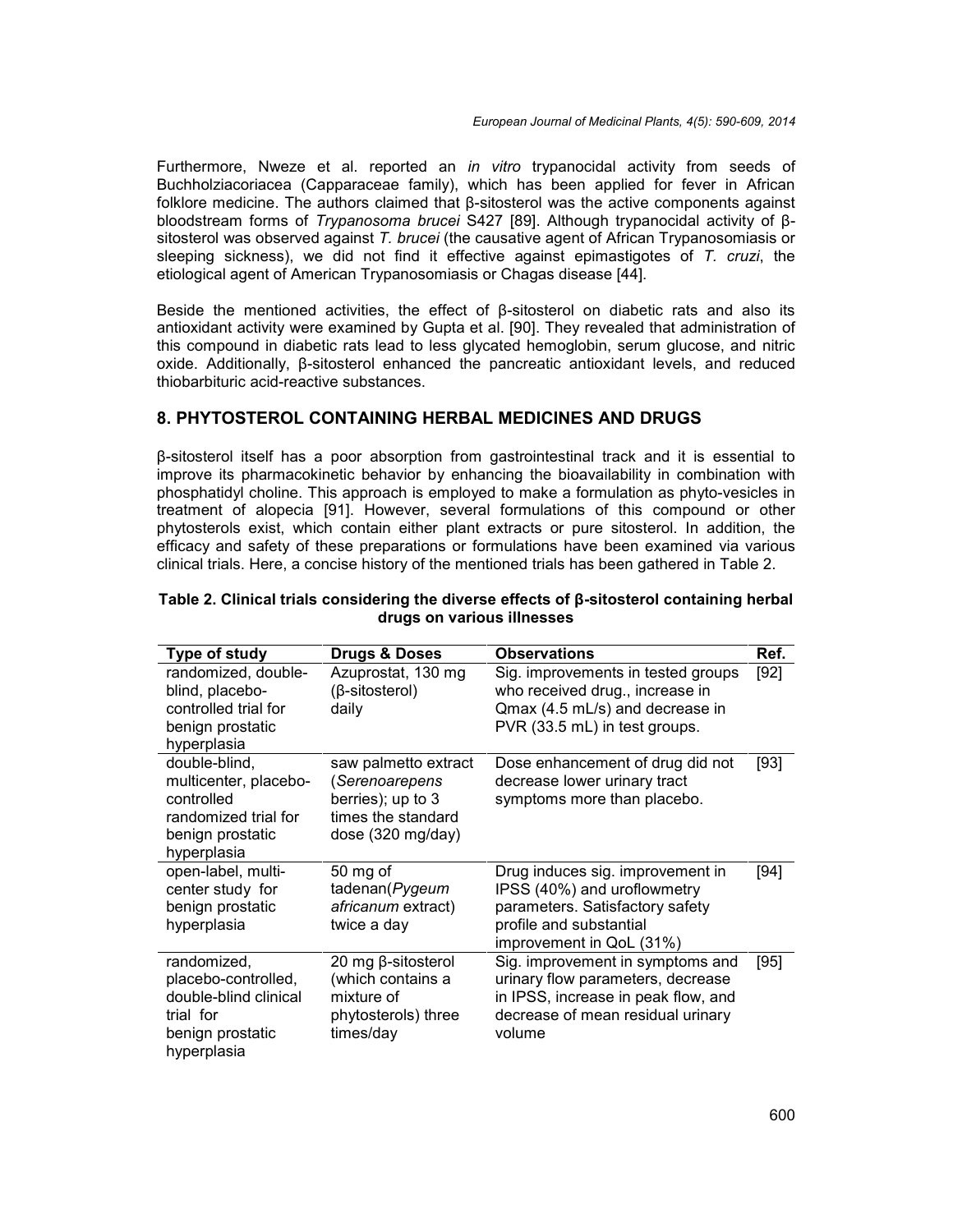Furthermore, Nweze et al. reported an *in vitro* trypanocidal activity from seeds of Buchholziacoriacea (Capparaceae family), which has been applied for fever in African folklore medicine. The authors claimed that β-sitosterol was the active components against bloodstream forms of *Trypanosoma brucei* S427 [89]. Although trypanocidal activity of β-sitosterol was observed against *T. brucei* (the causative agent of African Trypanosomiasis or sleeping sickness), we did not find it effective against epimastigotes of *T. cruzi*, the etiological agent of American Trypanosomiasis or Chagas disease [44].

Beside the mentioned activities, the effect of β-sitosterol on diabetic rats and also its antioxidant activity were examined by Gupta et al. [90]. They revealed that administration of this compound in diabetic rats lead to less glycated hemoglobin, serum glucose, and nitric oxide. Additionally, β-sitosterol enhanced the pancreatic antioxidant levels, and reduced thiobarbituric acid-reactive substances.

## 8. PHYTOSTEROL CONTAINING HERBAL MEDICINES AND DRUGS

β-sitosterol itself has a poor absorption from gastrointestinal track and it is essential to improve its pharmacokinetic behavior by enhancing the bioavailability in combination with phosphatidyl choline. This approach is employed to make a formulation as phyto-vesicles in treatment of alopecia [91]. However, several formulations of this compound or other phytosterols exist, which contain either plant extracts or pure sitosterol. In addition, the efficacy and safety of these preparations or formulations have been examined via various clinical trials. Here, a concise history of the mentioned trials has been gathered in Table 2.

**Table 2. Clinical trials considering the diverse effects of β-sitosterol containing herbal drugs on various illnesses**

| Type of study | Drugs & Doses | Observations | Ref. |
|---|---|---|---|
| randomized, double-blind, placebo-controlled trial for benign prostatic hyperplasia | Azuprostat, 130 mg (β-sitosterol) daily | Sig. improvements in tested groups who received drug., increase in Qmax (4.5 mL/s) and decrease in PVR (33.5 mL) in test groups. | [92] |
| double-blind, multicenter, placebo-controlled randomized trial for benign prostatic hyperplasia | saw palmetto extract (*Serenoarepens* berries); up to 3 times the standard dose (320 mg/day) | Dose enhancement of drug did not decrease lower urinary tract symptoms more than placebo. | [93] |
| open-label, multi-center study for benign prostatic hyperplasia | 50 mg of tadenan(*Pygeum africanum* extract) twice a day | Drug induces sig. improvement in IPSS (40%) and uroflowmetry parameters. Satisfactory safety profile and substantial improvement in QoL (31%) | [94] |
| randomized, placebo-controlled, double-blind clinical trial for benign prostatic hyperplasia | 20 mg β-sitosterol (which contains a mixture of phytosterols) three times/day | Sig. improvement in symptoms and urinary flow parameters, decrease in IPSS, increase in peak flow, and decrease of mean residual urinary volume | [95] |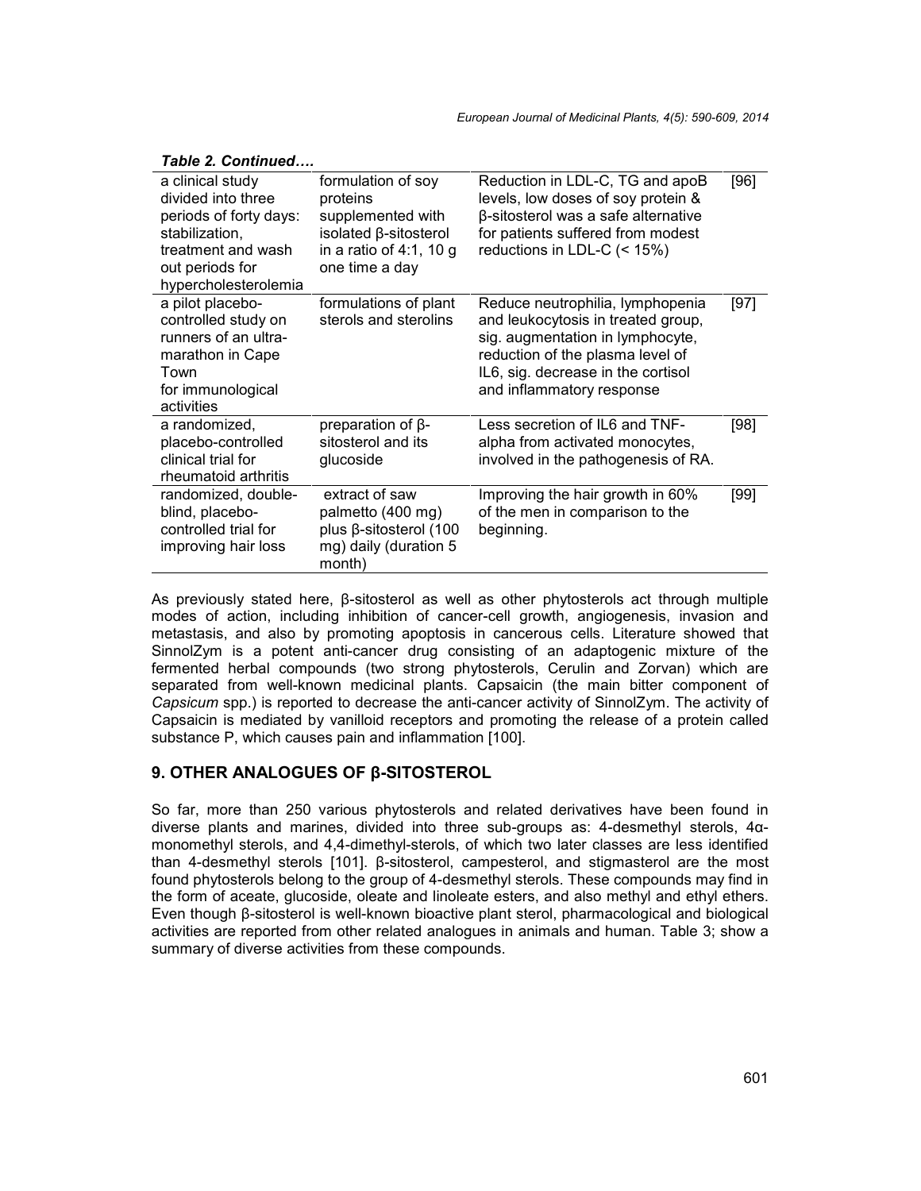*Table 2. Continued….*

| | | | |
|---|---|---|---|
| a clinical study divided into three periods of forty days: stabilization, treatment and wash out periods for hypercholesterolemia | formulation of soy proteins supplemented with isolated β-sitosterol in a ratio of 4:1, 10 g one time a day | Reduction in LDL-C, TG and apoB levels, low doses of soy protein & β-sitosterol was a safe alternative for patients suffered from modest reductions in LDL-C (< 15%) | [96] |
| a pilot placebo-controlled study on runners of an ultra-marathon in Cape Town for immunological activities | formulations of plant sterols and sterolins | Reduce neutrophilia, lymphopenia and leukocytosis in treated group, sig. augmentation in lymphocyte, reduction of the plasma level of IL6, sig. decrease in the cortisol and inflammatory response | [97] |
| a randomized, placebo-controlled clinical trial for rheumatoid arthritis | preparation of β-sitosterol and its glucoside | Less secretion of IL6 and TNF-alpha from activated monocytes, involved in the pathogenesis of RA. | [98] |
| randomized, double-blind, placebo-controlled trial for improving hair loss | extract of saw palmetto (400 mg) plus β-sitosterol (100 mg) daily (duration 5 month) | Improving the hair growth in 60% of the men in comparison to the beginning. | [99] |

As previously stated here, β-sitosterol as well as other phytosterols act through multiple modes of action, including inhibition of cancer-cell growth, angiogenesis, invasion and metastasis, and also by promoting apoptosis in cancerous cells. Literature showed that SinnolZym is a potent anti-cancer drug consisting of an adaptogenic mixture of the fermented herbal compounds (two strong phytosterols, Cerulin and Zorvan) which are separated from well-known medicinal plants. Capsaicin (the main bitter component of *Capsicum* spp.) is reported to decrease the anti-cancer activity of SinnolZym. The activity of Capsaicin is mediated by vanilloid receptors and promoting the release of a protein called substance P, which causes pain and inflammation [100].

## 9. OTHER ANALOGUES OF β-SITOSTEROL

So far, more than 250 various phytosterols and related derivatives have been found in diverse plants and marines, divided into three sub-groups as: 4-desmethyl sterols, 4α-monomethyl sterols, and 4,4-dimethyl-sterols, of which two later classes are less identified than 4-desmethyl sterols [101]. β-sitosterol, campesterol, and stigmasterol are the most found phytosterols belong to the group of 4-desmethyl sterols. These compounds may find in the form of aceate, glucoside, oleate and linoleate esters, and also methyl and ethyl ethers. Even though β-sitosterol is well-known bioactive plant sterol, pharmacological and biological activities are reported from other related analogues in animals and human. Table 3; show a summary of diverse activities from these compounds.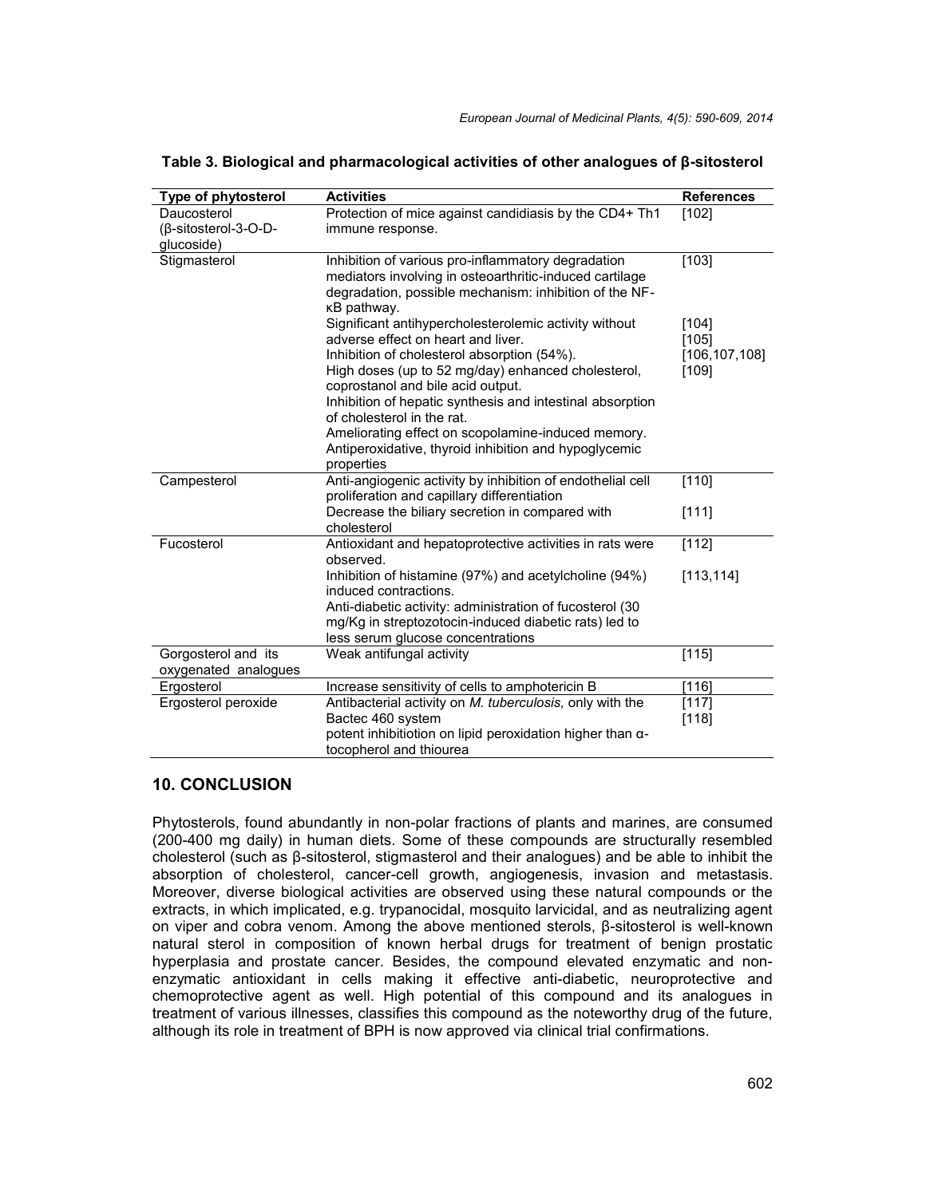**Table 3. Biological and pharmacological activities of other analogues of β-sitosterol**

| Type of phytosterol | Activities | References |
|---|---|---|
| Daucosterol (β-sitosterol-3-O-D-glucoside) | Protection of mice against candidiasis by the CD4+ Th1 immune response. | [102] |
| Stigmasterol | Inhibition of various pro-inflammatory degradation mediators involving in osteoarthritic-induced cartilage degradation, possible mechanism: inhibition of the NF-κB pathway. | [103] |
| | Significant antihypercholesterolemic activity without adverse effect on heart and liver. | [104] |
| | Inhibition of cholesterol absorption (54%). | [105] |
| | High doses (up to 52 mg/day) enhanced cholesterol, coprostanol and bile acid output. | [106,107,108] |
| | Inhibition of hepatic synthesis and intestinal absorption of cholesterol in the rat. | [109] |
| | Ameliorating effect on scopolamine-induced memory. | |
| | Antiperoxidative, thyroid inhibition and hypoglycemic properties | |
| Campesterol | Anti-angiogenic activity by inhibition of endothelial cell proliferation and capillary differentiation | [110] |
| | Decrease the biliary secretion in compared with cholesterol | [111] |
| Fucosterol | Antioxidant and hepatoprotective activities in rats were observed. | [112] |
| | Inhibition of histamine (97%) and acetylcholine (94%) induced contractions. | [113,114] |
| | Anti-diabetic activity: administration of fucosterol (30 mg/Kg in streptozotocin-induced diabetic rats) led to less serum glucose concentrations | |
| Gorgosterol and its oxygenated analogues | Weak antifungal activity | [115] |
| Ergosterol | Increase sensitivity of cells to amphotericin B | [116] |
| Ergosterol peroxide | Antibacterial activity on *M. tuberculosis,* only with the Bactec 460 system | [117] |
| | potent inhibitiotion on lipid peroxidation higher than α-tocopherol and thiourea | [118] |

## 10. CONCLUSION

Phytosterols, found abundantly in non-polar fractions of plants and marines, are consumed (200-400 mg daily) in human diets. Some of these compounds are structurally resembled cholesterol (such as β-sitosterol, stigmasterol and their analogues) and be able to inhibit the absorption of cholesterol, cancer-cell growth, angiogenesis, invasion and metastasis. Moreover, diverse biological activities are observed using these natural compounds or the extracts, in which implicated, e.g. trypanocidal, mosquito larvicidal, and as neutralizing agent on viper and cobra venom. Among the above mentioned sterols, β-sitosterol is well-known natural sterol in composition of known herbal drugs for treatment of benign prostatic hyperplasia and prostate cancer. Besides, the compound elevated enzymatic and non-enzymatic antioxidant in cells making it effective anti-diabetic, neuroprotective and chemoprotective agent as well. High potential of this compound and its analogues in treatment of various illnesses, classifies this compound as the noteworthy drug of the future, although its role in treatment of BPH is now approved via clinical trial confirmations.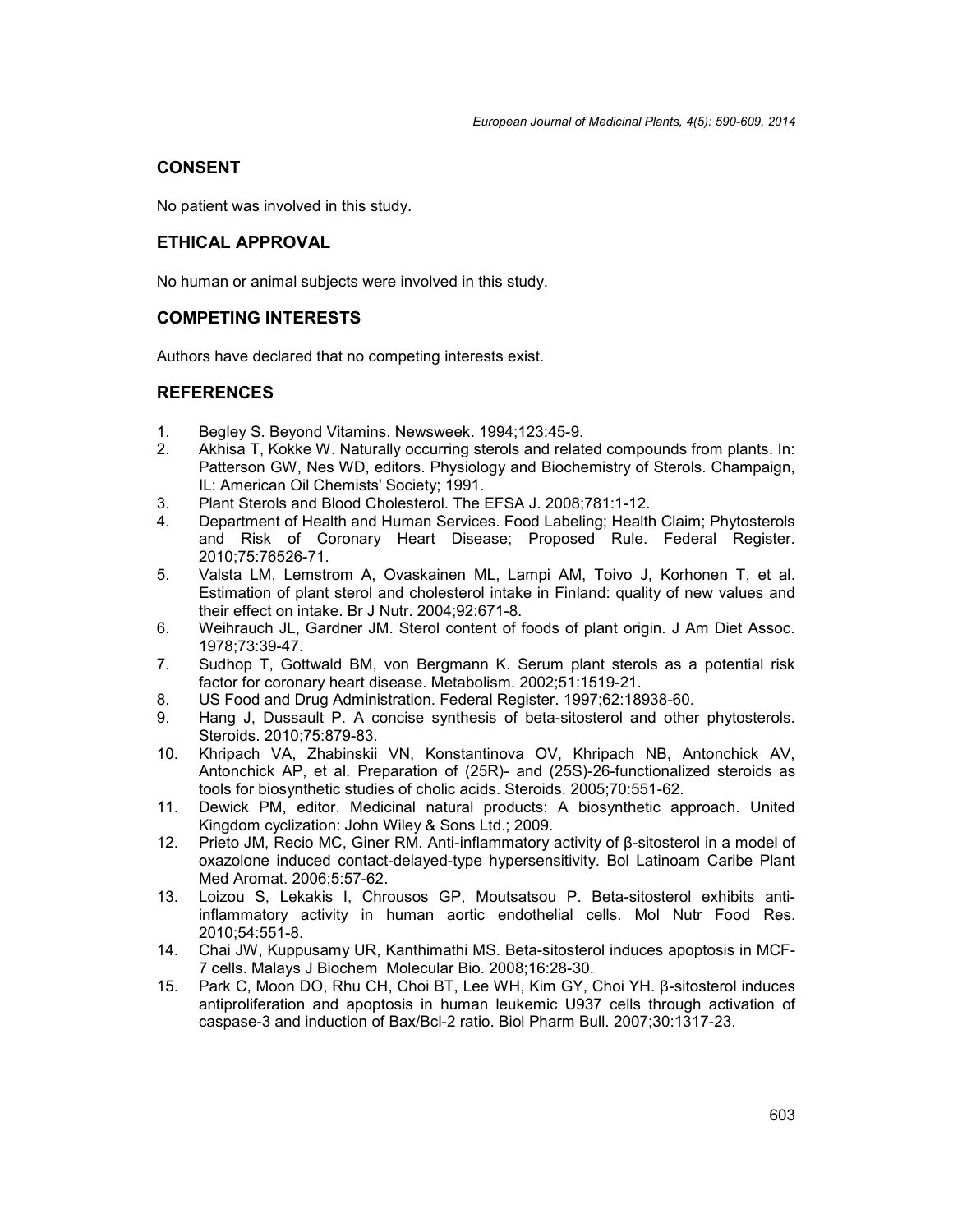## CONSENT

No patient was involved in this study.

## ETHICAL APPROVAL

No human or animal subjects were involved in this study.

## COMPETING INTERESTS

Authors have declared that no competing interests exist.

## REFERENCES

1. Begley S. Beyond Vitamins. Newsweek. 1994;123:45-9.
2. Akhisa T, Kokke W. Naturally occurring sterols and related compounds from plants. In: Patterson GW, Nes WD, editors. Physiology and Biochemistry of Sterols. Champaign, IL: American Oil Chemists' Society; 1991.
3. Plant Sterols and Blood Cholesterol. The EFSA J. 2008;781:1-12.
4. Department of Health and Human Services. Food Labeling; Health Claim; Phytosterols and Risk of Coronary Heart Disease; Proposed Rule. Federal Register. 2010;75:76526-71.
5. Valsta LM, Lemstrom A, Ovaskainen ML, Lampi AM, Toivo J, Korhonen T, et al. Estimation of plant sterol and cholesterol intake in Finland: quality of new values and their effect on intake. Br J Nutr. 2004;92:671-8.
6. Weihrauch JL, Gardner JM. Sterol content of foods of plant origin. J Am Diet Assoc. 1978;73:39-47.
7. Sudhop T, Gottwald BM, von Bergmann K. Serum plant sterols as a potential risk factor for coronary heart disease. Metabolism. 2002;51:1519-21.
8. US Food and Drug Administration. Federal Register. 1997;62:18938-60.
9. Hang J, Dussault P. A concise synthesis of beta-sitosterol and other phytosterols. Steroids. 2010;75:879-83.
10. Khripach VA, Zhabinskii VN, Konstantinova OV, Khripach NB, Antonchick AV, Antonchick AP, et al. Preparation of (25R)- and (25S)-26-functionalized steroids as tools for biosynthetic studies of cholic acids. Steroids. 2005;70:551-62.
11. Dewick PM, editor. Medicinal natural products: A biosynthetic approach. United Kingdom cyclization: John Wiley & Sons Ltd.; 2009.
12. Prieto JM, Recio MC, Giner RM. Anti-inflammatory activity of β-sitosterol in a model of oxazolone induced contact-delayed-type hypersensitivity. Bol Latinoam Caribe Plant Med Aromat. 2006;5:57-62.
13. Loizou S, Lekakis I, Chrousos GP, Moutsatsou P. Beta-sitosterol exhibits anti-inflammatory activity in human aortic endothelial cells. Mol Nutr Food Res. 2010;54:551-8.
14. Chai JW, Kuppusamy UR, Kanthimathi MS. Beta-sitosterol induces apoptosis in MCF-7 cells. Malays J Biochem Molecular Bio. 2008;16:28-30.
15. Park C, Moon DO, Rhu CH, Choi BT, Lee WH, Kim GY, Choi YH. β-sitosterol induces antiproliferation and apoptosis in human leukemic U937 cells through activation of caspase-3 and induction of Bax/Bcl-2 ratio. Biol Pharm Bull. 2007;30:1317-23.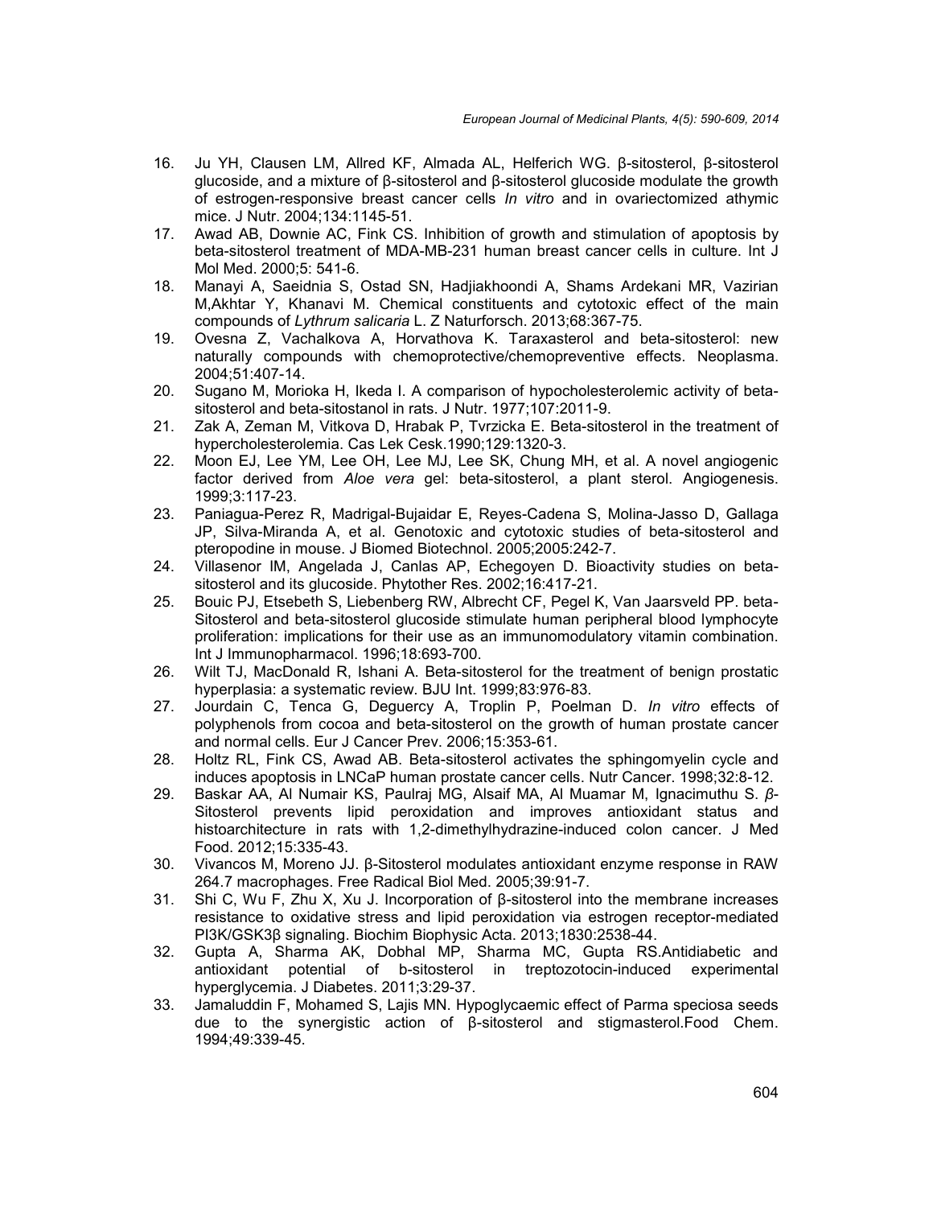16. Ju YH, Clausen LM, Allred KF, Almada AL, Helferich WG. β-sitosterol, β-sitosterol glucoside, and a mixture of β-sitosterol and β-sitosterol glucoside modulate the growth of estrogen-responsive breast cancer cells *In vitro* and in ovariectomized athymic mice. J Nutr. 2004;134:1145-51.
17. Awad AB, Downie AC, Fink CS. Inhibition of growth and stimulation of apoptosis by beta-sitosterol treatment of MDA-MB-231 human breast cancer cells in culture. Int J Mol Med. 2000;5: 541-6.
18. Manayi A, Saeidnia S, Ostad SN, Hadjiakhoondi A, Shams Ardekani MR, Vazirian M,Akhtar Y, Khanavi M. Chemical constituents and cytotoxic effect of the main compounds of *Lythrum salicaria* L. Z Naturforsch. 2013;68:367-75.
19. Ovesna Z, Vachalkova A, Horvathova K. Taraxasterol and beta-sitosterol: new naturally compounds with chemoprotective/chemopreventive effects. Neoplasma. 2004;51:407-14.
20. Sugano M, Morioka H, Ikeda I. A comparison of hypocholesterolemic activity of beta-sitosterol and beta-sitostanol in rats. J Nutr. 1977;107:2011-9.
21. Zak A, Zeman M, Vitkova D, Hrabak P, Tvrzicka E. Beta-sitosterol in the treatment of hypercholesterolemia. Cas Lek Cesk.1990;129:1320-3.
22. Moon EJ, Lee YM, Lee OH, Lee MJ, Lee SK, Chung MH, et al. A novel angiogenic factor derived from *Aloe vera* gel: beta-sitosterol, a plant sterol. Angiogenesis. 1999;3:117-23.
23. Paniagua-Perez R, Madrigal-Bujaidar E, Reyes-Cadena S, Molina-Jasso D, Gallaga JP, Silva-Miranda A, et al. Genotoxic and cytotoxic studies of beta-sitosterol and pteropodine in mouse. J Biomed Biotechnol. 2005;2005:242-7.
24. Villasenor IM, Angelada J, Canlas AP, Echegoyen D. Bioactivity studies on beta-sitosterol and its glucoside. Phytother Res. 2002;16:417-21.
25. Bouic PJ, Etsebeth S, Liebenberg RW, Albrecht CF, Pegel K, Van Jaarsveld PP. beta-Sitosterol and beta-sitosterol glucoside stimulate human peripheral blood lymphocyte proliferation: implications for their use as an immunomodulatory vitamin combination. Int J Immunopharmacol. 1996;18:693-700.
26. Wilt TJ, MacDonald R, Ishani A. Beta-sitosterol for the treatment of benign prostatic hyperplasia: a systematic review. BJU Int. 1999;83:976-83.
27. Jourdain C, Tenca G, Deguercy A, Troplin P, Poelman D. *In vitro* effects of polyphenols from cocoa and beta-sitosterol on the growth of human prostate cancer and normal cells. Eur J Cancer Prev. 2006;15:353-61.
28. Holtz RL, Fink CS, Awad AB. Beta-sitosterol activates the sphingomyelin cycle and induces apoptosis in LNCaP human prostate cancer cells. Nutr Cancer. 1998;32:8-12.
29. Baskar AA, Al Numair KS, Paulraj MG, Alsaif MA, Al Muamar M, Ignacimuthu S. *β*-Sitosterol prevents lipid peroxidation and improves antioxidant status and histoarchitecture in rats with 1,2-dimethylhydrazine-induced colon cancer. J Med Food. 2012;15:335-43.
30. Vivancos M, Moreno JJ. β-Sitosterol modulates antioxidant enzyme response in RAW 264.7 macrophages. Free Radical Biol Med. 2005;39:91-7.
31. Shi C, Wu F, Zhu X, Xu J. Incorporation of β-sitosterol into the membrane increases resistance to oxidative stress and lipid peroxidation via estrogen receptor-mediated PI3K/GSK3β signaling. Biochim Biophysic Acta. 2013;1830:2538-44.
32. Gupta A, Sharma AK, Dobhal MP, Sharma MC, Gupta RS.Antidiabetic and antioxidant potential of b-sitosterol in treptozotocin-induced experimental hyperglycemia. J Diabetes. 2011;3:29-37.
33. Jamaluddin F, Mohamed S, Lajis MN. Hypoglycaemic effect of Parma speciosa seeds due to the synergistic action of β-sitosterol and stigmasterol.Food Chem. 1994;49:339-45.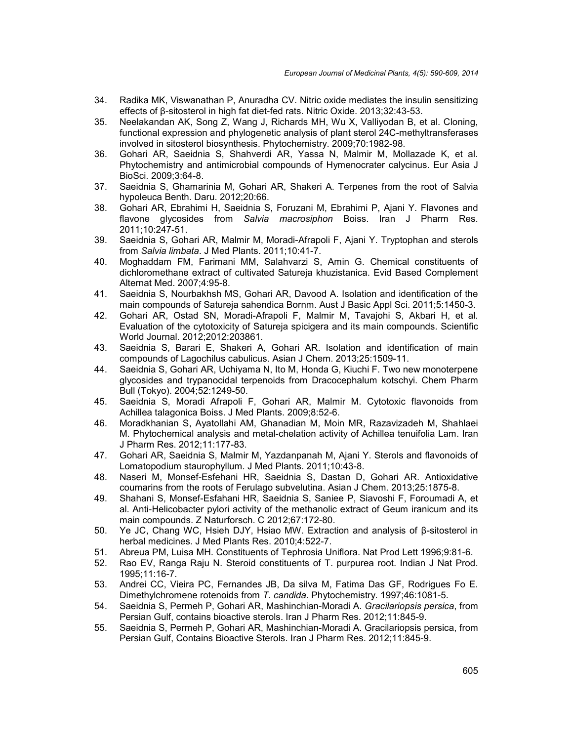34. Radika MK, Viswanathan P, Anuradha CV. Nitric oxide mediates the insulin sensitizing effects of β-sitosterol in high fat diet-fed rats. Nitric Oxide. 2013;32:43-53.
35. Neelakandan AK, Song Z, Wang J, Richards MH, Wu X, Valliyodan B, et al. Cloning, functional expression and phylogenetic analysis of plant sterol 24C-methyltransferases involved in sitosterol biosynthesis. Phytochemistry. 2009;70:1982-98.
36. Gohari AR, Saeidnia S, Shahverdi AR, Yassa N, Malmir M, Mollazade K, et al. Phytochemistry and antimicrobial compounds of Hymenocrater calycinus. Eur Asia J BioSci. 2009;3:64-8.
37. Saeidnia S, Ghamarinia M, Gohari AR, Shakeri A. Terpenes from the root of Salvia hypoleuca Benth. Daru. 2012;20:66.
38. Gohari AR, Ebrahimi H, Saeidnia S, Foruzani M, Ebrahimi P, Ajani Y. Flavones and flavone glycosides from *Salvia macrosiphon* Boiss. Iran J Pharm Res. 2011;10:247-51.
39. Saeidnia S, Gohari AR, Malmir M, Moradi-Afrapoli F, Ajani Y. Tryptophan and sterols from *Salvia limbata*. J Med Plants. 2011;10:41-7.
40. Moghaddam FM, Farimani MM, Salahvarzi S, Amin G. Chemical constituents of dichloromethane extract of cultivated Satureja khuzistanica. Evid Based Complement Alternat Med. 2007;4:95-8.
41. Saeidnia S, Nourbakhsh MS, Gohari AR, Davood A. Isolation and identification of the main compounds of Satureja sahendica Bornm. Aust J Basic Appl Sci. 2011;5:1450-3.
42. Gohari AR, Ostad SN, Moradi-Afrapoli F, Malmir M, Tavajohi S, Akbari H, et al. Evaluation of the cytotoxicity of Satureja spicigera and its main compounds. Scientific World Journal. 2012;2012:203861.
43. Saeidnia S, Barari E, Shakeri A, Gohari AR. Isolation and identification of main compounds of Lagochilus cabulicus. Asian J Chem. 2013;25:1509-11.
44. Saeidnia S, Gohari AR, Uchiyama N, Ito M, Honda G, Kiuchi F. Two new monoterpene glycosides and trypanocidal terpenoids from Dracocephalum kotschyi. Chem Pharm Bull (Tokyo). 2004;52:1249-50.
45. Saeidnia S, Moradi Afrapoli F, Gohari AR, Malmir M. Cytotoxic flavonoids from Achillea talagonica Boiss. J Med Plants. 2009;8:52-6.
46. Moradkhanian S, Ayatollahi AM, Ghanadian M, Moin MR, Razavizadeh M, Shahlaei M. Phytochemical analysis and metal-chelation activity of Achillea tenuifolia Lam. Iran J Pharm Res. 2012;11:177-83.
47. Gohari AR, Saeidnia S, Malmir M, Yazdanpanah M, Ajani Y. Sterols and flavonoids of Lomatopodium staurophyllum. J Med Plants. 2011;10:43-8.
48. Naseri M, Monsef-Esfehani HR, Saeidnia S, Dastan D, Gohari AR. Antioxidative coumarins from the roots of Ferulago subvelutina. Asian J Chem. 2013;25:1875-8.
49. Shahani S, Monsef-Esfahani HR, Saeidnia S, Saniee P, Siavoshi F, Foroumadi A, et al. Anti-Helicobacter pylori activity of the methanolic extract of Geum iranicum and its main compounds. Z Naturforsch. C 2012;67:172-80.
50. Ye JC, Chang WC, Hsieh DJY, Hsiao MW. Extraction and analysis of β-sitosterol in herbal medicines. J Med Plants Res. 2010;4:522-7.
51. Abreua PM, Luisa MH. Constituents of Tephrosia Uniflora. Nat Prod Lett 1996;9:81-6.
52. Rao EV, Ranga Raju N. Steroid constituents of T. purpurea root. Indian J Nat Prod. 1995;11:16-7.
53. Andrei CC, Vieira PC, Fernandes JB, Da silva M, Fatima Das GF, Rodrigues Fo E. Dimethylchromene rotenoids from *T. candida*. Phytochemistry. 1997;46:1081-5.
54. Saeidnia S, Permeh P, Gohari AR, Mashinchian-Moradi A. *Gracilariopsis persica*, from Persian Gulf, contains bioactive sterols. Iran J Pharm Res. 2012;11:845-9.
55. Saeidnia S, Permeh P, Gohari AR, Mashinchian-Moradi A. Gracilariopsis persica, from Persian Gulf, Contains Bioactive Sterols. Iran J Pharm Res. 2012;11:845-9.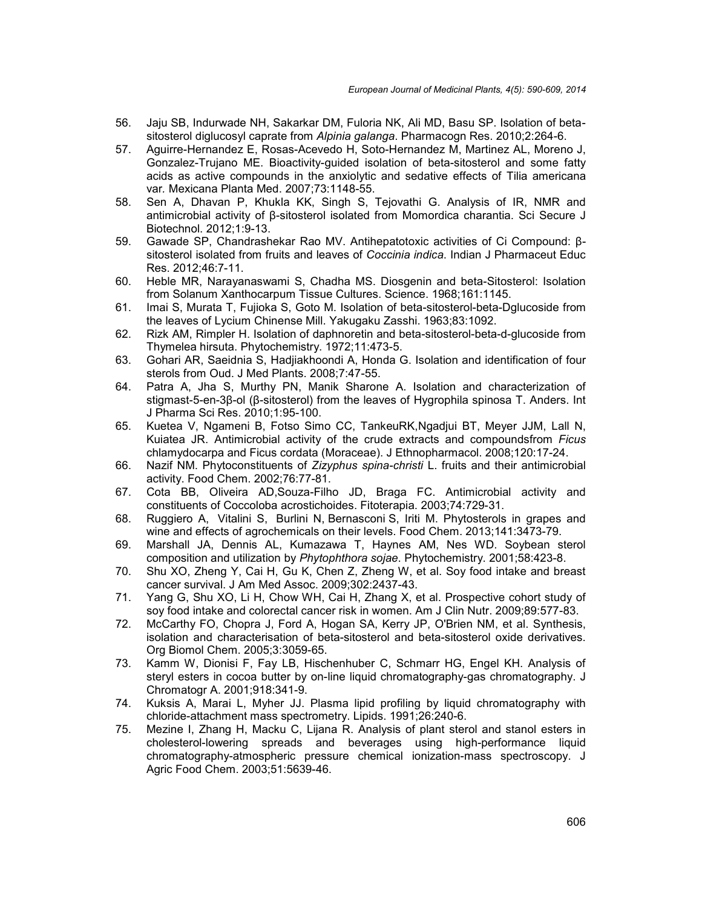56. Jaju SB, Indurwade NH, Sakarkar DM, Fuloria NK, Ali MD, Basu SP. Isolation of beta-sitosterol diglucosyl caprate from *Alpinia galanga*. Pharmacogn Res. 2010;2:264-6.
57. Aguirre-Hernandez E, Rosas-Acevedo H, Soto-Hernandez M, Martinez AL, Moreno J, Gonzalez-Trujano ME. Bioactivity-guided isolation of beta-sitosterol and some fatty acids as active compounds in the anxiolytic and sedative effects of Tilia americana var. Mexicana Planta Med. 2007;73:1148-55.
58. Sen A, Dhavan P, Khukla KK, Singh S, Tejovathi G. Analysis of IR, NMR and antimicrobial activity of β-sitosterol isolated from Momordica charantia. Sci Secure J Biotechnol. 2012;1:9-13.
59. Gawade SP, Chandrashekar Rao MV. Antihepatotoxic activities of Ci Compound: β-sitosterol isolated from fruits and leaves of *Coccinia indica*. Indian J Pharmaceut Educ Res. 2012;46:7-11.
60. Heble MR, Narayanaswami S, Chadha MS. Diosgenin and beta-Sitosterol: Isolation from Solanum Xanthocarpum Tissue Cultures. Science. 1968;161:1145.
61. Imai S, Murata T, Fujioka S, Goto M. Isolation of beta-sitosterol-beta-Dglucoside from the leaves of Lycium Chinense Mill. Yakugaku Zasshi. 1963;83:1092.
62. Rizk AM, Rimpler H. Isolation of daphnoretin and beta-sitosterol-beta-d-glucoside from Thymelea hirsuta. Phytochemistry. 1972;11:473-5.
63. Gohari AR, Saeidnia S, Hadjiakhoondi A, Honda G. Isolation and identification of four sterols from Oud. J Med Plants. 2008;7:47-55.
64. Patra A, Jha S, Murthy PN, Manik Sharone A. Isolation and characterization of stigmast-5-en-3β-ol (β-sitosterol) from the leaves of Hygrophila spinosa T. Anders. Int J Pharma Sci Res. 2010;1:95-100.
65. Kuetea V, Ngameni B, Fotso Simo CC, TankeuRK,Ngadjui BT, Meyer JJM, Lall N, Kuiatea JR. Antimicrobial activity of the crude extracts and compoundsfrom *Ficus* chlamydocarpa and Ficus cordata (Moraceae). J Ethnopharmacol. 2008;120:17-24.
66. Nazif NM. Phytoconstituents of *Zizyphus spina-christi* L. fruits and their antimicrobial activity. Food Chem. 2002;76:77-81.
67. Cota BB, Oliveira AD,Souza-Filho JD, Braga FC. Antimicrobial activity and constituents of Coccoloba acrostichoides. Fitoterapia. 2003;74:729-31.
68. Ruggiero A, Vitalini S, Burlini N, Bernasconi S, Iriti M. Phytosterols in grapes and wine and effects of agrochemicals on their levels. Food Chem. 2013;141:3473-79.
69. Marshall JA, Dennis AL, Kumazawa T, Haynes AM, Nes WD. Soybean sterol composition and utilization by *Phytophthora sojae*. Phytochemistry. 2001;58:423-8.
70. Shu XO, Zheng Y, Cai H, Gu K, Chen Z, Zheng W, et al. Soy food intake and breast cancer survival. J Am Med Assoc. 2009;302:2437-43.
71. Yang G, Shu XO, Li H, Chow WH, Cai H, Zhang X, et al. Prospective cohort study of soy food intake and colorectal cancer risk in women. Am J Clin Nutr. 2009;89:577-83.
72. McCarthy FO, Chopra J, Ford A, Hogan SA, Kerry JP, O'Brien NM, et al. Synthesis, isolation and characterisation of beta-sitosterol and beta-sitosterol oxide derivatives. Org Biomol Chem. 2005;3:3059-65.
73. Kamm W, Dionisi F, Fay LB, Hischenhuber C, Schmarr HG, Engel KH. Analysis of steryl esters in cocoa butter by on-line liquid chromatography-gas chromatography. J Chromatogr A. 2001;918:341-9.
74. Kuksis A, Marai L, Myher JJ. Plasma lipid profiling by liquid chromatography with chloride-attachment mass spectrometry. Lipids. 1991;26:240-6.
75. Mezine I, Zhang H, Macku C, Lijana R. Analysis of plant sterol and stanol esters in cholesterol-lowering spreads and beverages using high-performance liquid chromatography-atmospheric pressure chemical ionization-mass spectroscopy. J Agric Food Chem. 2003;51:5639-46.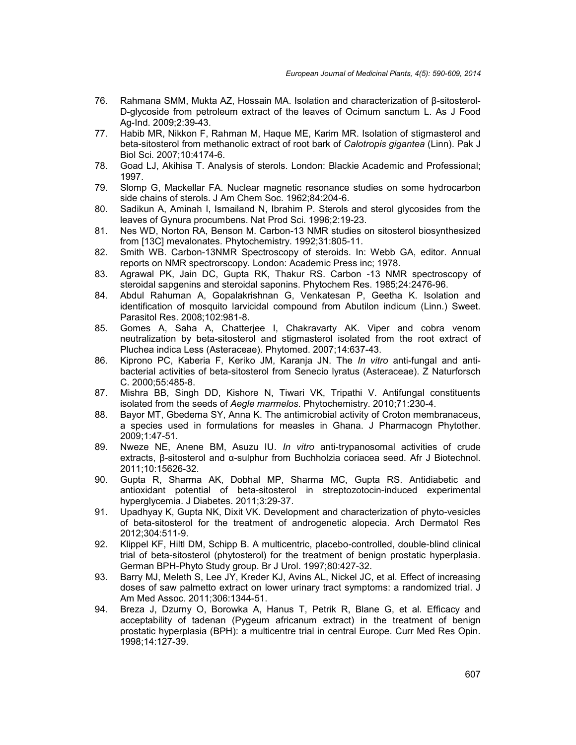76. Rahmana SMM, Mukta AZ, Hossain MA. Isolation and characterization of β-sitosterol-D-glycoside from petroleum extract of the leaves of Ocimum sanctum L. As J Food Ag-Ind. 2009;2:39-43.
77. Habib MR, Nikkon F, Rahman M, Haque ME, Karim MR. Isolation of stigmasterol and beta-sitosterol from methanolic extract of root bark of *Calotropis gigantea* (Linn). Pak J Biol Sci. 2007;10:4174-6.
78. Goad LJ, Akihisa T. Analysis of sterols. London: Blackie Academic and Professional; 1997.
79. Slomp G, Mackellar FA. Nuclear magnetic resonance studies on some hydrocarbon side chains of sterols. J Am Chem Soc. 1962;84:204-6.
80. Sadikun A, Aminah I, Ismailand N, Ibrahim P. Sterols and sterol glycosides from the leaves of Gynura procumbens. Nat Prod Sci. 1996;2:19-23.
81. Nes WD, Norton RA, Benson M. Carbon-13 NMR studies on sitosterol biosynthesized from [13C] mevalonates. Phytochemistry. 1992;31:805-11.
82. Smith WB. Carbon-13NMR Spectroscopy of steroids. In: Webb GA, editor. Annual reports on NMR spectrorscopy. London: Academic Press inc; 1978.
83. Agrawal PK, Jain DC, Gupta RK, Thakur RS. Carbon -13 NMR spectroscopy of steroidal sapgenins and steroidal saponins. Phytochem Res. 1985;24:2476-96.
84. Abdul Rahuman A, Gopalakrishnan G, Venkatesan P, Geetha K. Isolation and identification of mosquito larvicidal compound from Abutilon indicum (Linn.) Sweet. Parasitol Res. 2008;102:981-8.
85. Gomes A, Saha A, Chatterjee I, Chakravarty AK. Viper and cobra venom neutralization by beta-sitosterol and stigmasterol isolated from the root extract of Pluchea indica Less (Asteraceae). Phytomed. 2007;14:637-43.
86. Kiprono PC, Kaberia F, Keriko JM, Karanja JN. The *In vitro* anti-fungal and anti-bacterial activities of beta-sitosterol from Senecio lyratus (Asteraceae). Z Naturforsch C. 2000;55:485-8.
87. Mishra BB, Singh DD, Kishore N, Tiwari VK, Tripathi V. Antifungal constituents isolated from the seeds of *Aegle marmelos*. Phytochemistry. 2010;71:230-4.
88. Bayor MT, Gbedema SY, Anna K. The antimicrobial activity of Croton membranaceus, a species used in formulations for measles in Ghana. J Pharmacogn Phytother. 2009;1:47-51.
89. Nweze NE, Anene BM, Asuzu IU. *In vitro* anti-trypanosomal activities of crude extracts, β-sitosterol and α-sulphur from Buchholzia coriacea seed. Afr J Biotechnol. 2011;10:15626-32.
90. Gupta R, Sharma AK, Dobhal MP, Sharma MC, Gupta RS. Antidiabetic and antioxidant potential of beta-sitosterol in streptozotocin-induced experimental hyperglycemia. J Diabetes. 2011;3:29-37.
91. Upadhyay K, Gupta NK, Dixit VK. Development and characterization of phyto-vesicles of beta-sitosterol for the treatment of androgenetic alopecia. Arch Dermatol Res 2012;304:511-9.
92. Klippel KF, Hiltl DM, Schipp B. A multicentric, placebo-controlled, double-blind clinical trial of beta-sitosterol (phytosterol) for the treatment of benign prostatic hyperplasia. German BPH-Phyto Study group. Br J Urol. 1997;80:427-32.
93. Barry MJ, Meleth S, Lee JY, Kreder KJ, Avins AL, Nickel JC, et al. Effect of increasing doses of saw palmetto extract on lower urinary tract symptoms: a randomized trial. J Am Med Assoc. 2011;306:1344-51.
94. Breza J, Dzurny O, Borowka A, Hanus T, Petrik R, Blane G, et al. Efficacy and acceptability of tadenan (Pygeum africanum extract) in the treatment of benign prostatic hyperplasia (BPH): a multicentre trial in central Europe. Curr Med Res Opin. 1998;14:127-39.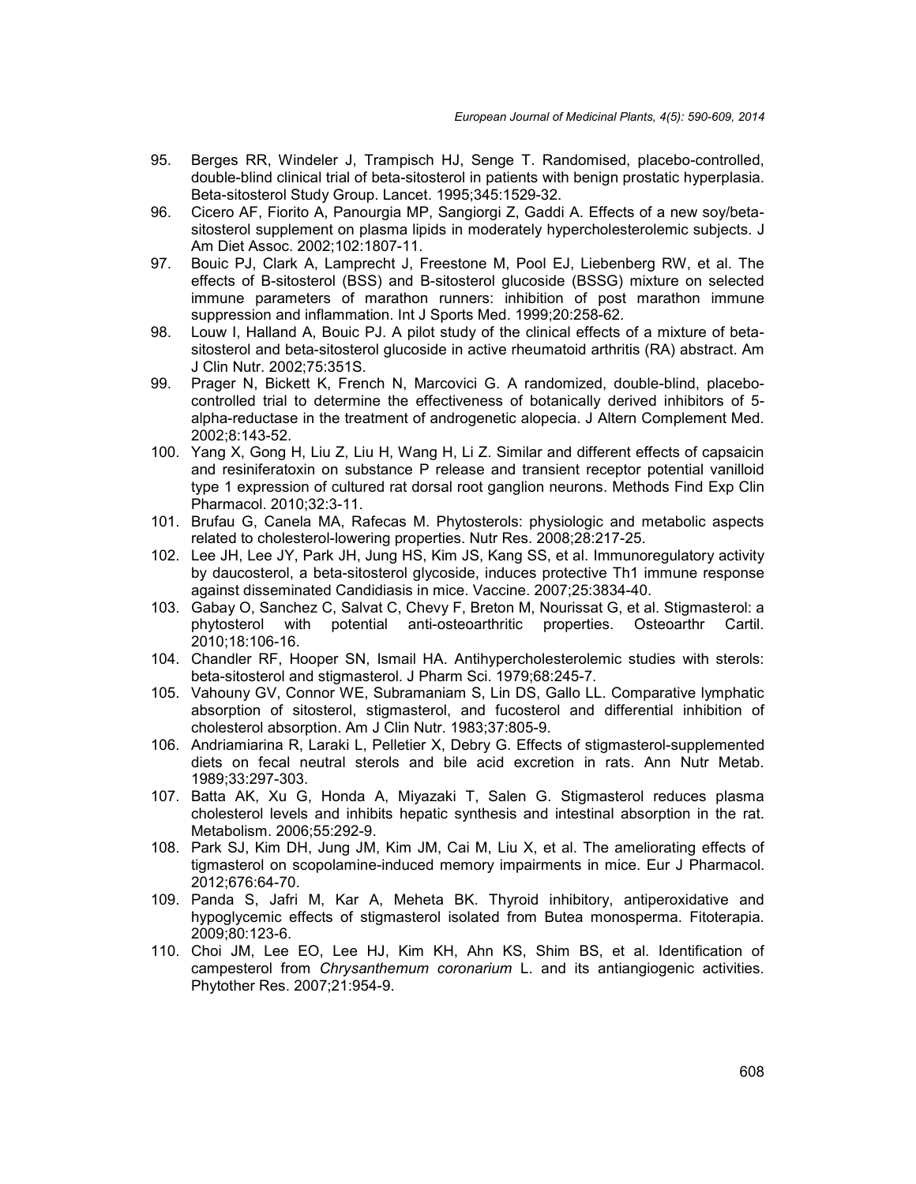95. Berges RR, Windeler J, Trampisch HJ, Senge T. Randomised, placebo-controlled, double-blind clinical trial of beta-sitosterol in patients with benign prostatic hyperplasia. Beta-sitosterol Study Group. Lancet. 1995;345:1529-32.
96. Cicero AF, Fiorito A, Panourgia MP, Sangiorgi Z, Gaddi A. Effects of a new soy/beta-sitosterol supplement on plasma lipids in moderately hypercholesterolemic subjects. J Am Diet Assoc. 2002;102:1807-11.
97. Bouic PJ, Clark A, Lamprecht J, Freestone M, Pool EJ, Liebenberg RW, et al. The effects of B-sitosterol (BSS) and B-sitosterol glucoside (BSSG) mixture on selected immune parameters of marathon runners: inhibition of post marathon immune suppression and inflammation. Int J Sports Med. 1999;20:258-62.
98. Louw I, Halland A, Bouic PJ. A pilot study of the clinical effects of a mixture of beta-sitosterol and beta-sitosterol glucoside in active rheumatoid arthritis (RA) abstract. Am J Clin Nutr. 2002;75:351S.
99. Prager N, Bickett K, French N, Marcovici G. A randomized, double-blind, placebo-controlled trial to determine the effectiveness of botanically derived inhibitors of 5-alpha-reductase in the treatment of androgenetic alopecia. J Altern Complement Med. 2002;8:143-52.
100. Yang X, Gong H, Liu Z, Liu H, Wang H, Li Z. Similar and different effects of capsaicin and resiniferatoxin on substance P release and transient receptor potential vanilloid type 1 expression of cultured rat dorsal root ganglion neurons. Methods Find Exp Clin Pharmacol. 2010;32:3-11.
101. Brufau G, Canela MA, Rafecas M. Phytosterols: physiologic and metabolic aspects related to cholesterol-lowering properties. Nutr Res. 2008;28:217-25.
102. Lee JH, Lee JY, Park JH, Jung HS, Kim JS, Kang SS, et al. Immunoregulatory activity by daucosterol, a beta-sitosterol glycoside, induces protective Th1 immune response against disseminated Candidiasis in mice. Vaccine. 2007;25:3834-40.
103. Gabay O, Sanchez C, Salvat C, Chevy F, Breton M, Nourissat G, et al. Stigmasterol: a phytosterol with potential anti-osteoarthritic properties. Osteoarthr Cartil. 2010;18:106-16.
104. Chandler RF, Hooper SN, Ismail HA. Antihypercholesterolemic studies with sterols: beta-sitosterol and stigmasterol. J Pharm Sci. 1979;68:245-7.
105. Vahouny GV, Connor WE, Subramaniam S, Lin DS, Gallo LL. Comparative lymphatic absorption of sitosterol, stigmasterol, and fucosterol and differential inhibition of cholesterol absorption. Am J Clin Nutr. 1983;37:805-9.
106. Andriamiarina R, Laraki L, Pelletier X, Debry G. Effects of stigmasterol-supplemented diets on fecal neutral sterols and bile acid excretion in rats. Ann Nutr Metab. 1989;33:297-303.
107. Batta AK, Xu G, Honda A, Miyazaki T, Salen G. Stigmasterol reduces plasma cholesterol levels and inhibits hepatic synthesis and intestinal absorption in the rat. Metabolism. 2006;55:292-9.
108. Park SJ, Kim DH, Jung JM, Kim JM, Cai M, Liu X, et al. The ameliorating effects of tigmasterol on scopolamine-induced memory impairments in mice. Eur J Pharmacol. 2012;676:64-70.
109. Panda S, Jafri M, Kar A, Meheta BK. Thyroid inhibitory, antiperoxidative and hypoglycemic effects of stigmasterol isolated from Butea monosperma. Fitoterapia. 2009;80:123-6.
110. Choi JM, Lee EO, Lee HJ, Kim KH, Ahn KS, Shim BS, et al. Identification of campesterol from *Chrysanthemum coronarium* L. and its antiangiogenic activities. Phytother Res. 2007;21:954-9.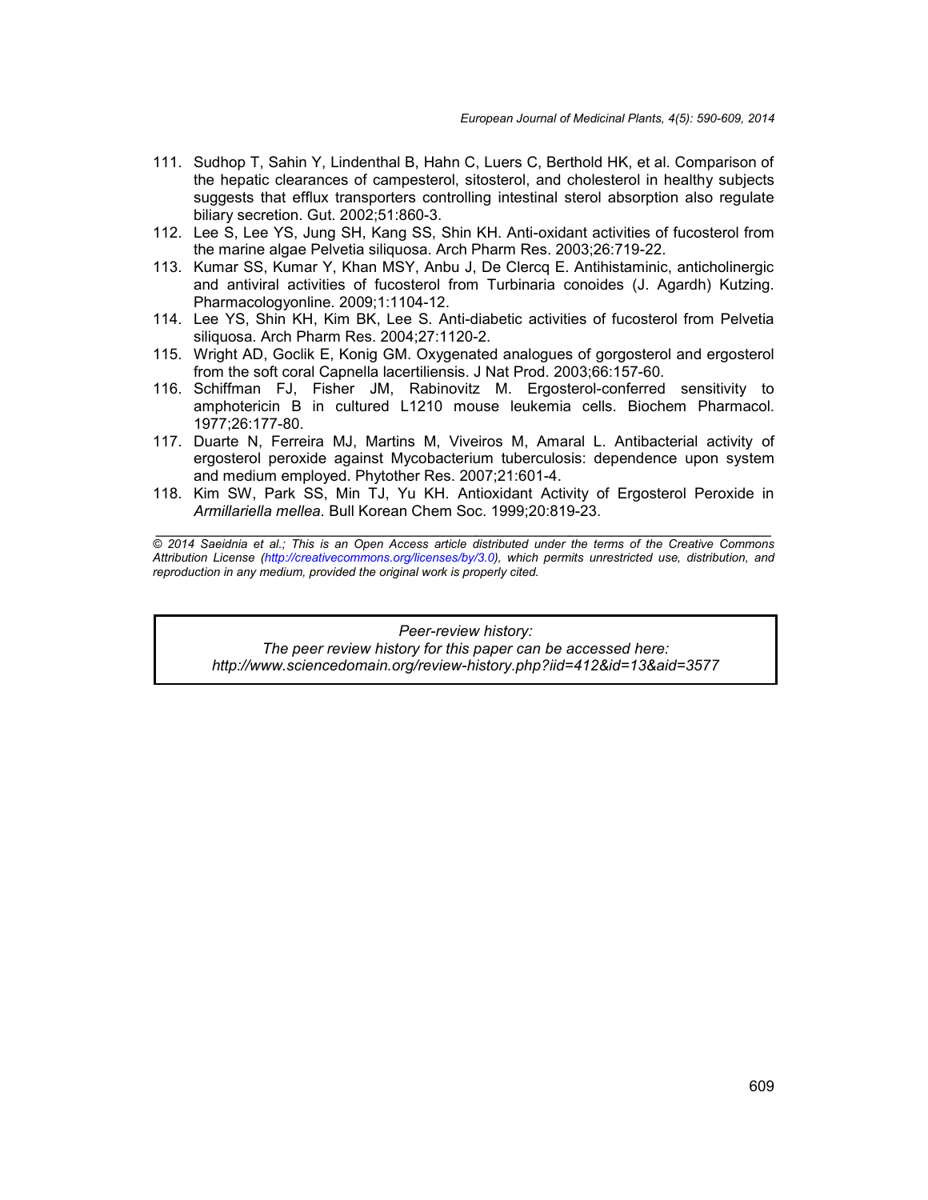111. Sudhop T, Sahin Y, Lindenthal B, Hahn C, Luers C, Berthold HK, et al. Comparison of the hepatic clearances of campesterol, sitosterol, and cholesterol in healthy subjects suggests that efflux transporters controlling intestinal sterol absorption also regulate biliary secretion. Gut. 2002;51:860-3.
112. Lee S, Lee YS, Jung SH, Kang SS, Shin KH. Anti-oxidant activities of fucosterol from the marine algae Pelvetia siliquosa. Arch Pharm Res. 2003;26:719-22.
113. Kumar SS, Kumar Y, Khan MSY, Anbu J, De Clercq E. Antihistaminic, anticholinergic and antiviral activities of fucosterol from Turbinaria conoides (J. Agardh) Kutzing. Pharmacologyonline. 2009;1:1104-12.
114. Lee YS, Shin KH, Kim BK, Lee S. Anti-diabetic activities of fucosterol from Pelvetia siliquosa. Arch Pharm Res. 2004;27:1120-2.
115. Wright AD, Goclik E, Konig GM. Oxygenated analogues of gorgosterol and ergosterol from the soft coral Capnella lacertiliensis. J Nat Prod. 2003;66:157-60.
116. Schiffman FJ, Fisher JM, Rabinovitz M. Ergosterol-conferred sensitivity to amphotericin B in cultured L1210 mouse leukemia cells. Biochem Pharmacol. 1977;26:177-80.
117. Duarte N, Ferreira MJ, Martins M, Viveiros M, Amaral L. Antibacterial activity of ergosterol peroxide against Mycobacterium tuberculosis: dependence upon system and medium employed. Phytother Res. 2007;21:601-4.
118. Kim SW, Park SS, Min TJ, Yu KH. Antioxidant Activity of Ergosterol Peroxide in *Armillariella mellea*. Bull Korean Chem Soc. 1999;20:819-23.

---

*© 2014 Saeidnia et al.; This is an Open Access article distributed under the terms of the Creative Commons Attribution License (http://creativecommons.org/licenses/by/3.0), which permits unrestricted use, distribution, and reproduction in any medium, provided the original work is properly cited.*

*Peer-review history:*
*The peer review history for this paper can be accessed here:*
*http://www.sciencedomain.org/review-history.php?iid=412&id=13&aid=3577*